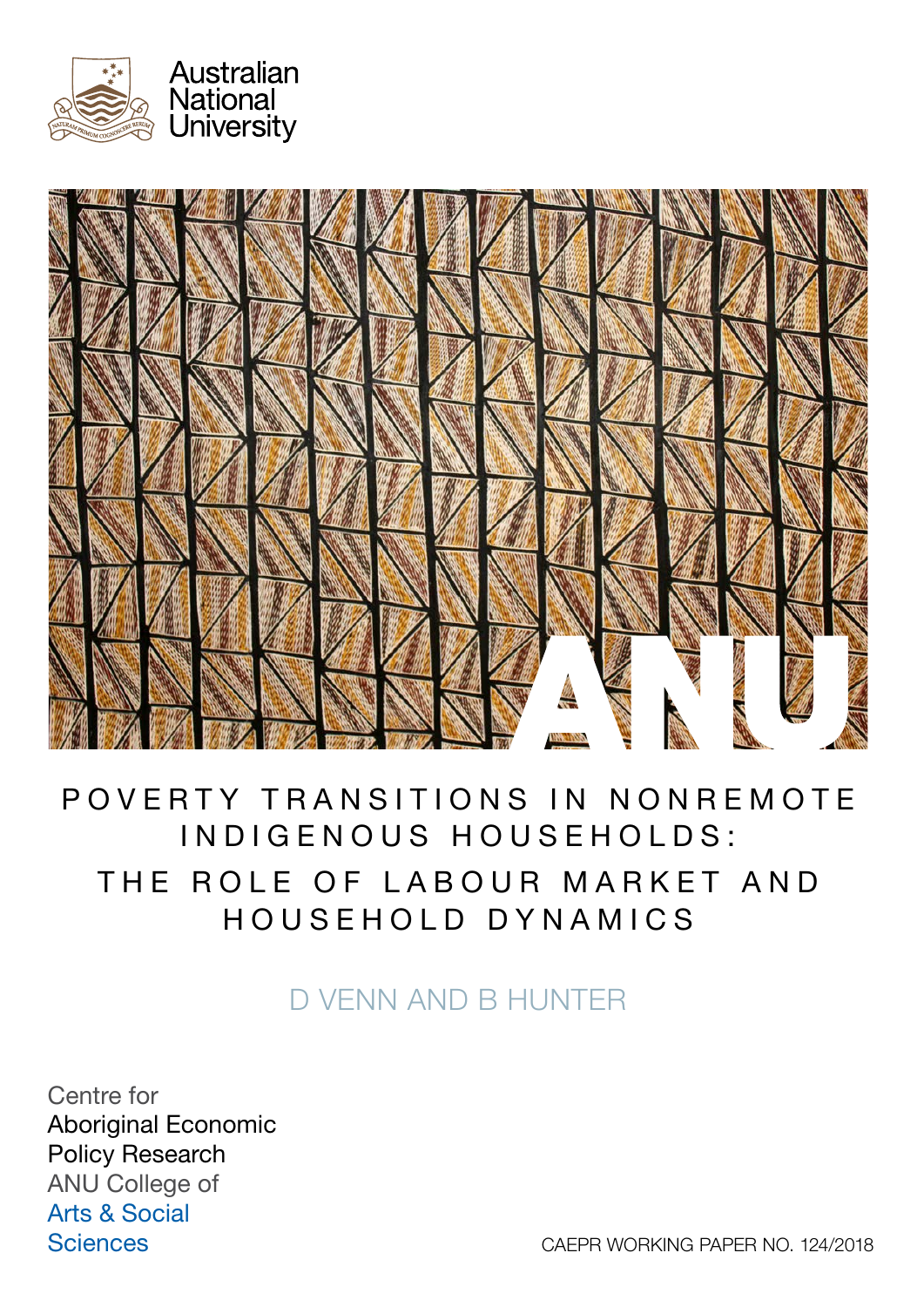Australian National University

# POVERTY TRANSITIONS IN NONREMOTE INDIGENOUS HOUSEHOLDS: THE ROLE OF LABOUR MARKET AND HOUSEHOLD DYNAMICS

D VENN AND B HUNTER

Centre for Aboriginal Economic Policy Research
ANU College of Arts & Social Sciences

CAEPR WORKING PAPER NO. 124/2018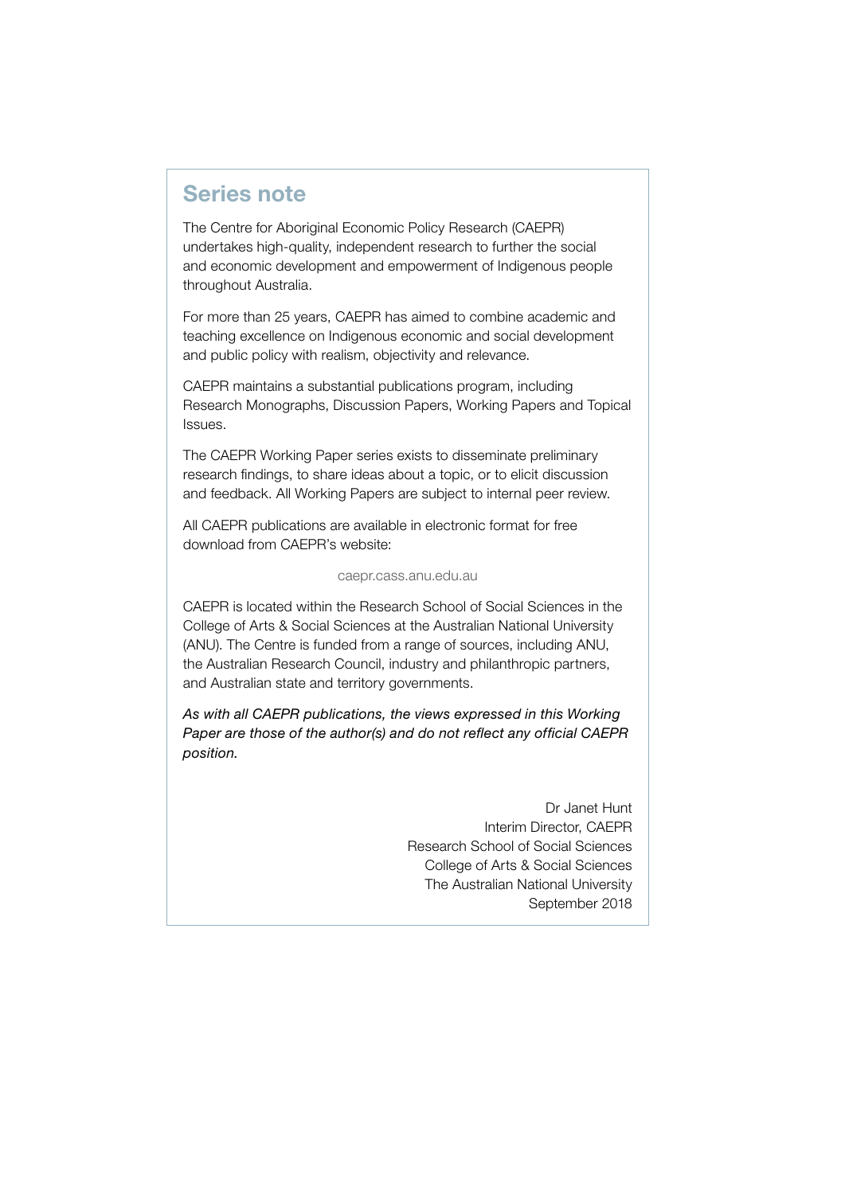## Series note

The Centre for Aboriginal Economic Policy Research (CAEPR) undertakes high-quality, independent research to further the social and economic development and empowerment of Indigenous people throughout Australia.

For more than 25 years, CAEPR has aimed to combine academic and teaching excellence on Indigenous economic and social development and public policy with realism, objectivity and relevance.

CAEPR maintains a substantial publications program, including Research Monographs, Discussion Papers, Working Papers and Topical Issues.

The CAEPR Working Paper series exists to disseminate preliminary research findings, to share ideas about a topic, or to elicit discussion and feedback. All Working Papers are subject to internal peer review.

All CAEPR publications are available in electronic format for free download from CAEPR's website:

caepr.cass.anu.edu.au

CAEPR is located within the Research School of Social Sciences in the College of Arts & Social Sciences at the Australian National University (ANU). The Centre is funded from a range of sources, including ANU, the Australian Research Council, industry and philanthropic partners, and Australian state and territory governments.

*As with all CAEPR publications, the views expressed in this Working Paper are those of the author(s) and do not reflect any official CAEPR position.*

Dr Janet Hunt
Interim Director, CAEPR
Research School of Social Sciences
College of Arts & Social Sciences
The Australian National University
September 2018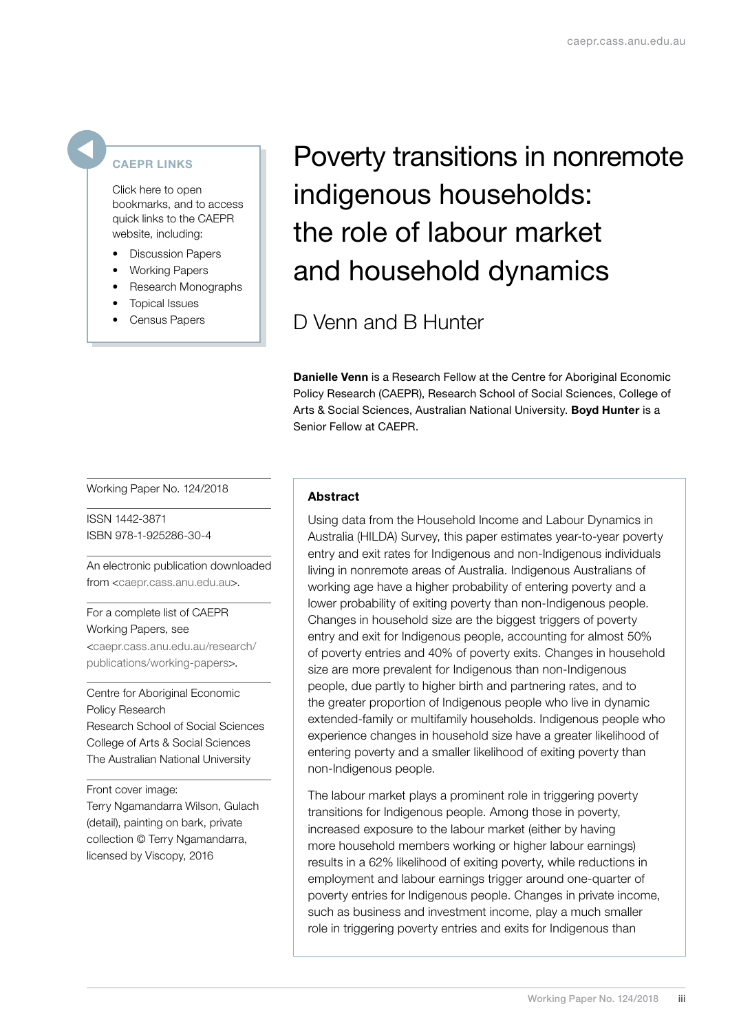# Poverty transitions in nonremote indigenous households: the role of labour market and household dynamics

## D Venn and B Hunter

**Danielle Venn** is a Research Fellow at the Centre for Aboriginal Economic Policy Research (CAEPR), Research School of Social Sciences, College of Arts & Social Sciences, Australian National University. **Boyd Hunter** is a Senior Fellow at CAEPR.

**CAEPR LINKS**

Click here to open bookmarks, and to access quick links to the CAEPR website, including:

- Discussion Papers
- Working Papers
- Research Monographs
- Topical Issues
- Census Papers

Working Paper No. 124/2018

ISSN 1442-3871
ISBN 978-1-925286-30-4

An electronic publication downloaded from <caepr.cass.anu.edu.au>.

For a complete list of CAEPR Working Papers, see <caepr.cass.anu.edu.au/research/publications/working-papers>.

Centre for Aboriginal Economic Policy Research
Research School of Social Sciences
College of Arts & Social Sciences
The Australian National University

Front cover image:
Terry Ngamandarra Wilson, Gulach (detail), painting on bark, private collection © Terry Ngamandarra, licensed by Viscopy, 2016

### Abstract

Using data from the Household Income and Labour Dynamics in Australia (HILDA) Survey, this paper estimates year-to-year poverty entry and exit rates for Indigenous and non-Indigenous individuals living in nonremote areas of Australia. Indigenous Australians of working age have a higher probability of entering poverty and a lower probability of exiting poverty than non-Indigenous people. Changes in household size are the biggest triggers of poverty entry and exit for Indigenous people, accounting for almost 50% of poverty entries and 40% of poverty exits. Changes in household size are more prevalent for Indigenous than non-Indigenous people, due partly to higher birth and partnering rates, and to the greater proportion of Indigenous people who live in dynamic extended-family or multifamily households. Indigenous people who experience changes in household size have a greater likelihood of entering poverty and a smaller likelihood of exiting poverty than non-Indigenous people.

The labour market plays a prominent role in triggering poverty transitions for Indigenous people. Among those in poverty, increased exposure to the labour market (either by having more household members working or higher labour earnings) results in a 62% likelihood of exiting poverty, while reductions in employment and labour earnings trigger around one-quarter of poverty entries for Indigenous people. Changes in private income, such as business and investment income, play a much smaller role in triggering poverty entries and exits for Indigenous than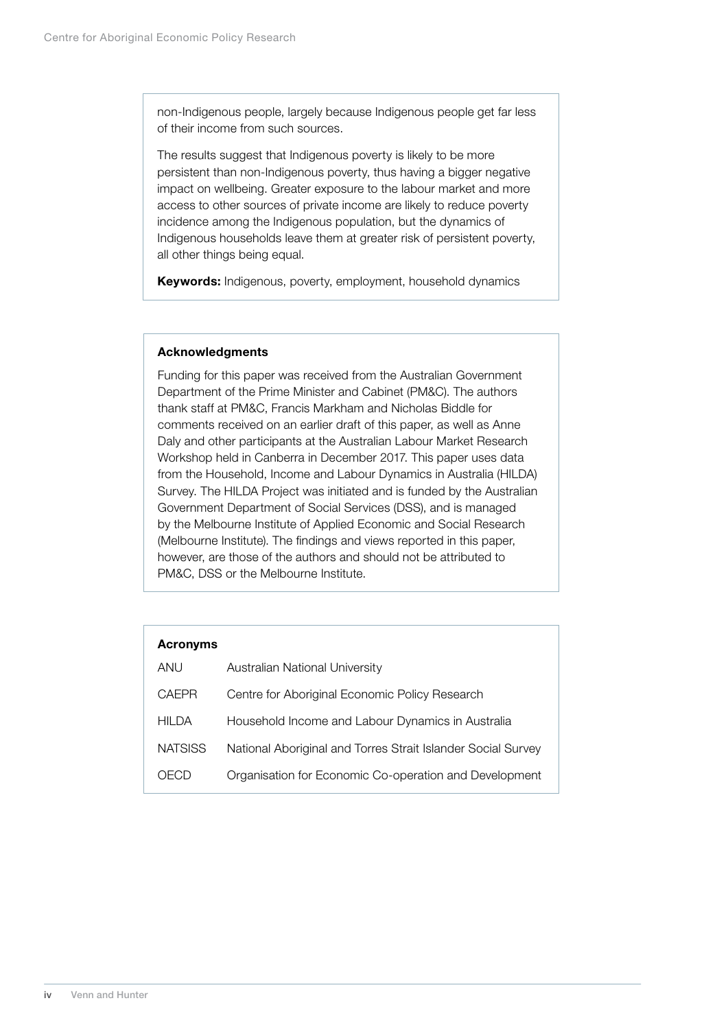non-Indigenous people, largely because Indigenous people get far less of their income from such sources.

The results suggest that Indigenous poverty is likely to be more persistent than non-Indigenous poverty, thus having a bigger negative impact on wellbeing. Greater exposure to the labour market and more access to other sources of private income are likely to reduce poverty incidence among the Indigenous population, but the dynamics of Indigenous households leave them at greater risk of persistent poverty, all other things being equal.

**Keywords:** Indigenous, poverty, employment, household dynamics

### Acknowledgments

Funding for this paper was received from the Australian Government Department of the Prime Minister and Cabinet (PM&C). The authors thank staff at PM&C, Francis Markham and Nicholas Biddle for comments received on an earlier draft of this paper, as well as Anne Daly and other participants at the Australian Labour Market Research Workshop held in Canberra in December 2017. This paper uses data from the Household, Income and Labour Dynamics in Australia (HILDA) Survey. The HILDA Project was initiated and is funded by the Australian Government Department of Social Services (DSS), and is managed by the Melbourne Institute of Applied Economic and Social Research (Melbourne Institute). The findings and views reported in this paper, however, are those of the authors and should not be attributed to PM&C, DSS or the Melbourne Institute.

### Acronyms

| | |
|---|---|
| ANU | Australian National University |
| CAEPR | Centre for Aboriginal Economic Policy Research |
| HILDA | Household Income and Labour Dynamics in Australia |
| NATSISS | National Aboriginal and Torres Strait Islander Social Survey |
| OECD | Organisation for Economic Co-operation and Development |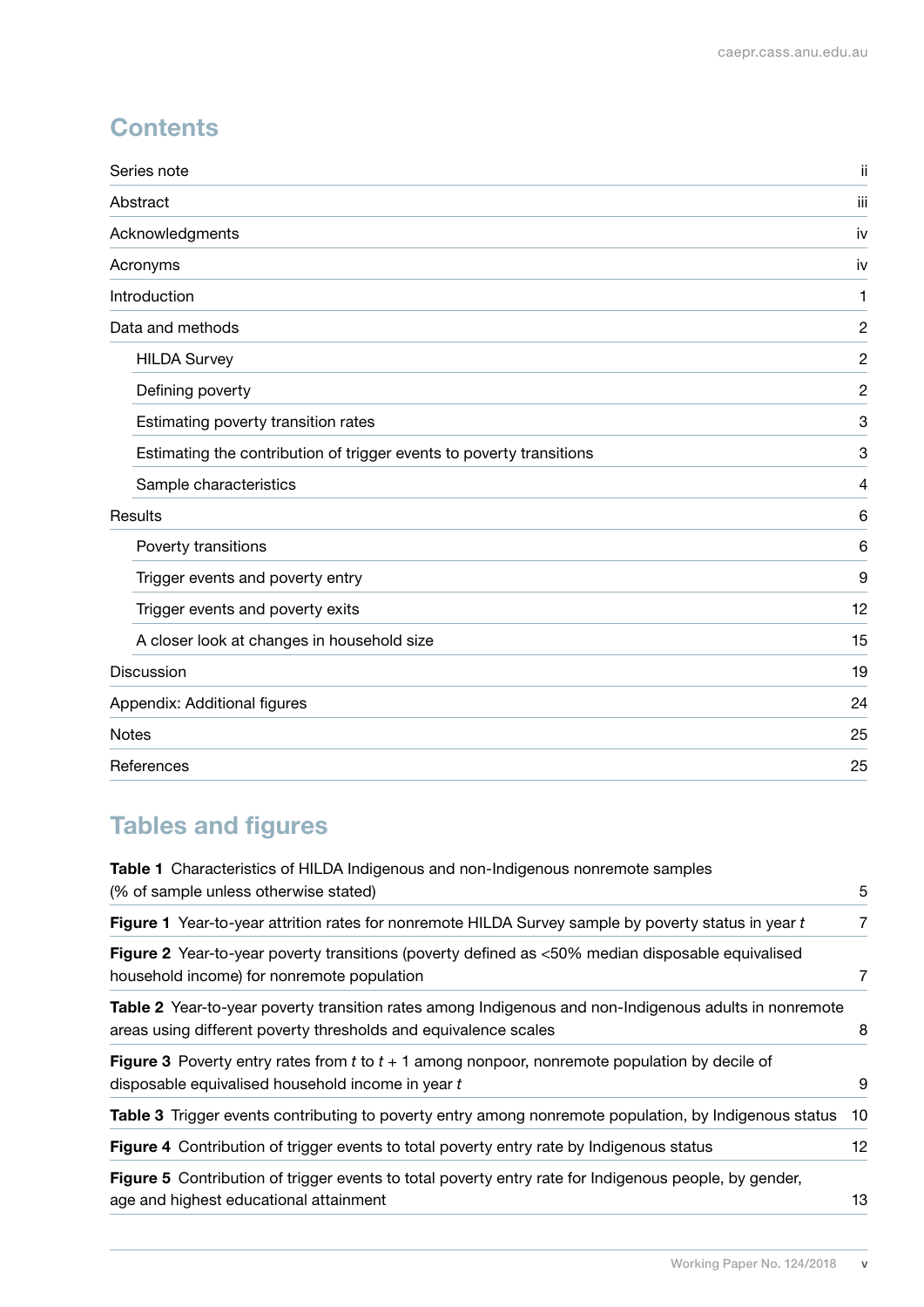## Contents

| | |
|---|---|
| Series note | ii |
| Abstract | iii |
| Acknowledgments | iv |
| Acronyms | iv |
| Introduction | 1 |
| Data and methods | 2 |
| HILDA Survey | 2 |
| Defining poverty | 2 |
| Estimating poverty transition rates | 3 |
| Estimating the contribution of trigger events to poverty transitions | 3 |
| Sample characteristics | 4 |
| Results | 6 |
| Poverty transitions | 6 |
| Trigger events and poverty entry | 9 |
| Trigger events and poverty exits | 12 |
| A closer look at changes in household size | 15 |
| Discussion | 19 |
| Appendix: Additional figures | 24 |
| Notes | 25 |
| References | 25 |

## Tables and figures

| | |
|---|---|
| **Table 1** Characteristics of HILDA Indigenous and non-Indigenous nonremote samples (% of sample unless otherwise stated) | 5 |
| **Figure 1** Year-to-year attrition rates for nonremote HILDA Survey sample by poverty status in year *t* | 7 |
| **Figure 2** Year-to-year poverty transitions (poverty defined as <50% median disposable equivalised household income) for nonremote population | 7 |
| **Table 2** Year-to-year poverty transition rates among Indigenous and non-Indigenous adults in nonremote areas using different poverty thresholds and equivalence scales | 8 |
| **Figure 3** Poverty entry rates from *t* to *t* + 1 among nonpoor, nonremote population by decile of disposable equivalised household income in year *t* | 9 |
| **Table 3** Trigger events contributing to poverty entry among nonremote population, by Indigenous status | 10 |
| **Figure 4** Contribution of trigger events to total poverty entry rate by Indigenous status | 12 |
| **Figure 5** Contribution of trigger events to total poverty entry rate for Indigenous people, by gender, age and highest educational attainment | 13 |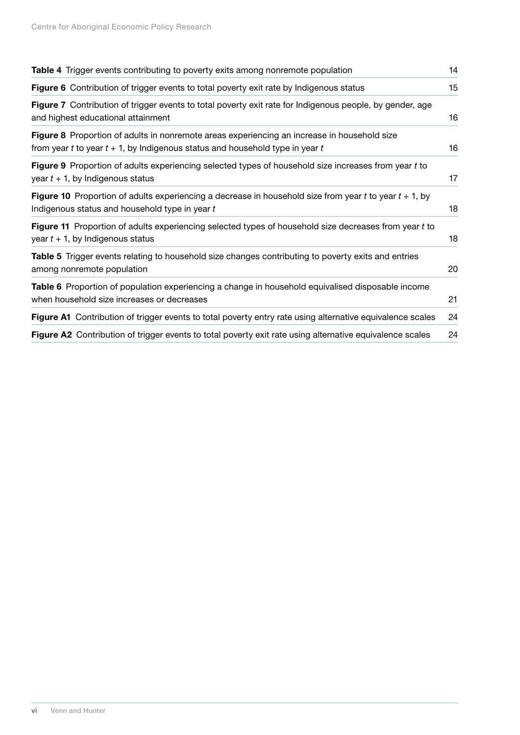| | |
|---|---|
| **Table 4** Trigger events contributing to poverty exits among nonremote population | 14 |
| **Figure 6** Contribution of trigger events to total poverty exit rate by Indigenous status | 15 |
| **Figure 7** Contribution of trigger events to total poverty exit rate for Indigenous people, by gender, age and highest educational attainment | 16 |
| **Figure 8** Proportion of adults in nonremote areas experiencing an increase in household size from year *t* to year *t* + 1, by Indigenous status and household type in year *t* | 16 |
| **Figure 9** Proportion of adults experiencing selected types of household size increases from year *t* to year *t* + 1, by Indigenous status | 17 |
| **Figure 10** Proportion of adults experiencing a decrease in household size from year *t* to year *t* + 1, by Indigenous status and household type in year *t* | 18 |
| **Figure 11** Proportion of adults experiencing selected types of household size decreases from year *t* to year *t* + 1, by Indigenous status | 18 |
| **Table 5** Trigger events relating to household size changes contributing to poverty exits and entries among nonremote population | 20 |
| **Table 6** Proportion of population experiencing a change in household equivalised disposable income when household size increases or decreases | 21 |
| **Figure A1** Contribution of trigger events to total poverty entry rate using alternative equivalence scales | 24 |
| **Figure A2** Contribution of trigger events to total poverty exit rate using alternative equivalence scales | 24 |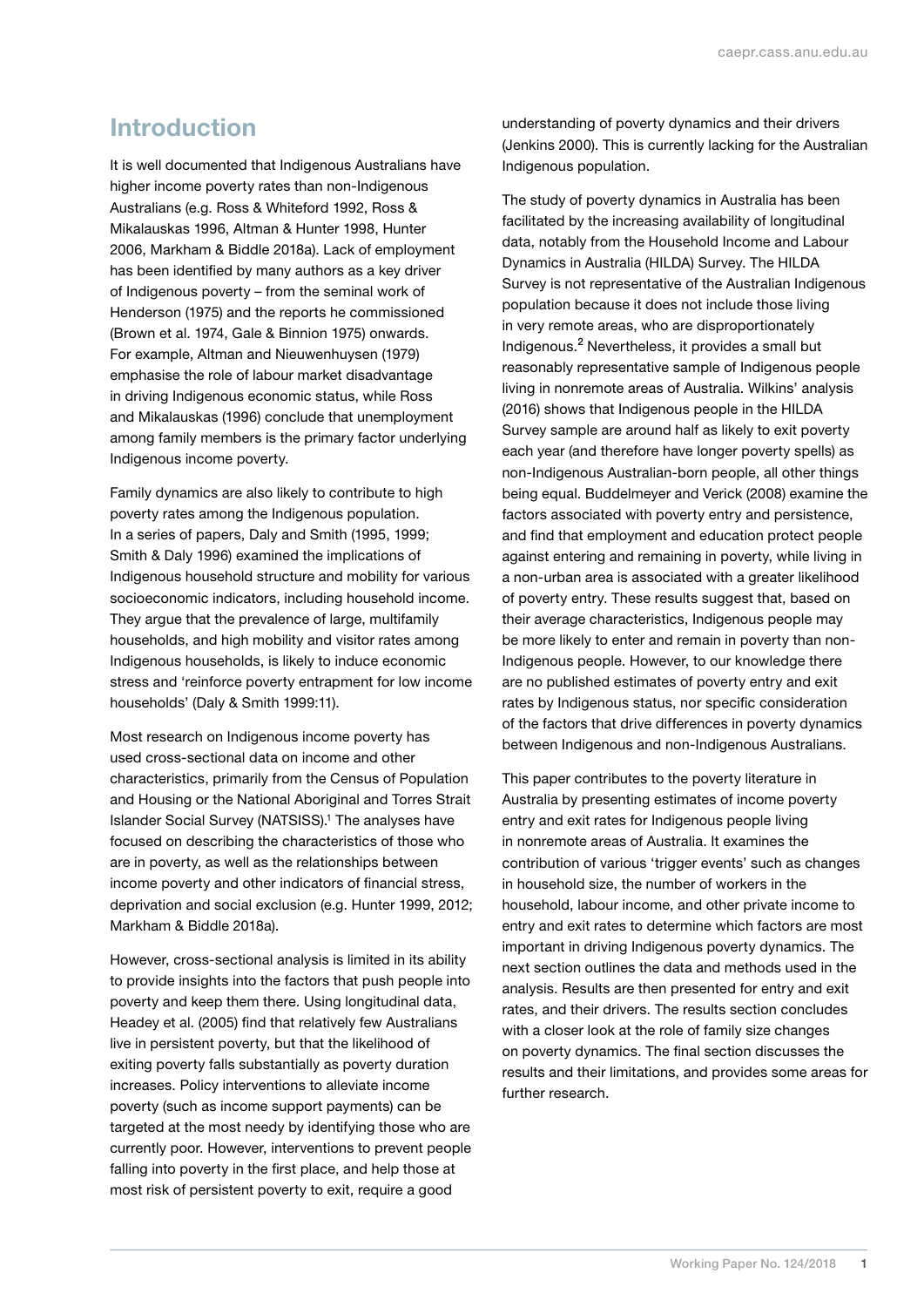## Introduction

It is well documented that Indigenous Australians have higher income poverty rates than non-Indigenous Australians (e.g. Ross & Whiteford 1992, Ross & Mikalauskas 1996, Altman & Hunter 1998, Hunter 2006, Markham & Biddle 2018a). Lack of employment has been identified by many authors as a key driver of Indigenous poverty – from the seminal work of Henderson (1975) and the reports he commissioned (Brown et al. 1974, Gale & Binnion 1975) onwards. For example, Altman and Nieuwenhuysen (1979) emphasise the role of labour market disadvantage in driving Indigenous economic status, while Ross and Mikalauskas (1996) conclude that unemployment among family members is the primary factor underlying Indigenous income poverty.

Family dynamics are also likely to contribute to high poverty rates among the Indigenous population. In a series of papers, Daly and Smith (1995, 1999; Smith & Daly 1996) examined the implications of Indigenous household structure and mobility for various socioeconomic indicators, including household income. They argue that the prevalence of large, multifamily households, and high mobility and visitor rates among Indigenous households, is likely to induce economic stress and 'reinforce poverty entrapment for low income households' (Daly & Smith 1999:11).

Most research on Indigenous income poverty has used cross-sectional data on income and other characteristics, primarily from the Census of Population and Housing or the National Aboriginal and Torres Strait Islander Social Survey (NATSISS).[1] The analyses have focused on describing the characteristics of those who are in poverty, as well as the relationships between income poverty and other indicators of financial stress, deprivation and social exclusion (e.g. Hunter 1999, 2012; Markham & Biddle 2018a).

However, cross-sectional analysis is limited in its ability to provide insights into the factors that push people into poverty and keep them there. Using longitudinal data, Headey et al. (2005) find that relatively few Australians live in persistent poverty, but that the likelihood of exiting poverty falls substantially as poverty duration increases. Policy interventions to alleviate income poverty (such as income support payments) can be targeted at the most needy by identifying those who are currently poor. However, interventions to prevent people falling into poverty in the first place, and help those at most risk of persistent poverty to exit, require a good understanding of poverty dynamics and their drivers (Jenkins 2000). This is currently lacking for the Australian Indigenous population.

The study of poverty dynamics in Australia has been facilitated by the increasing availability of longitudinal data, notably from the Household Income and Labour Dynamics in Australia (HILDA) Survey. The HILDA Survey is not representative of the Australian Indigenous population because it does not include those living in very remote areas, who are disproportionately Indigenous.[2] Nevertheless, it provides a small but reasonably representative sample of Indigenous people living in nonremote areas of Australia. Wilkins' analysis (2016) shows that Indigenous people in the HILDA Survey sample are around half as likely to exit poverty each year (and therefore have longer poverty spells) as non-Indigenous Australian-born people, all other things being equal. Buddelmeyer and Verick (2008) examine the factors associated with poverty entry and persistence, and find that employment and education protect people against entering and remaining in poverty, while living in a non-urban area is associated with a greater likelihood of poverty entry. These results suggest that, based on their average characteristics, Indigenous people may be more likely to enter and remain in poverty than non-Indigenous people. However, to our knowledge there are no published estimates of poverty entry and exit rates by Indigenous status, nor specific consideration of the factors that drive differences in poverty dynamics between Indigenous and non-Indigenous Australians.

This paper contributes to the poverty literature in Australia by presenting estimates of income poverty entry and exit rates for Indigenous people living in nonremote areas of Australia. It examines the contribution of various 'trigger events' such as changes in household size, the number of workers in the household, labour income, and other private income to entry and exit rates to determine which factors are most important in driving Indigenous poverty dynamics. The next section outlines the data and methods used in the analysis. Results are then presented for entry and exit rates, and their drivers. The results section concludes with a closer look at the role of family size changes on poverty dynamics. The final section discusses the results and their limitations, and provides some areas for further research.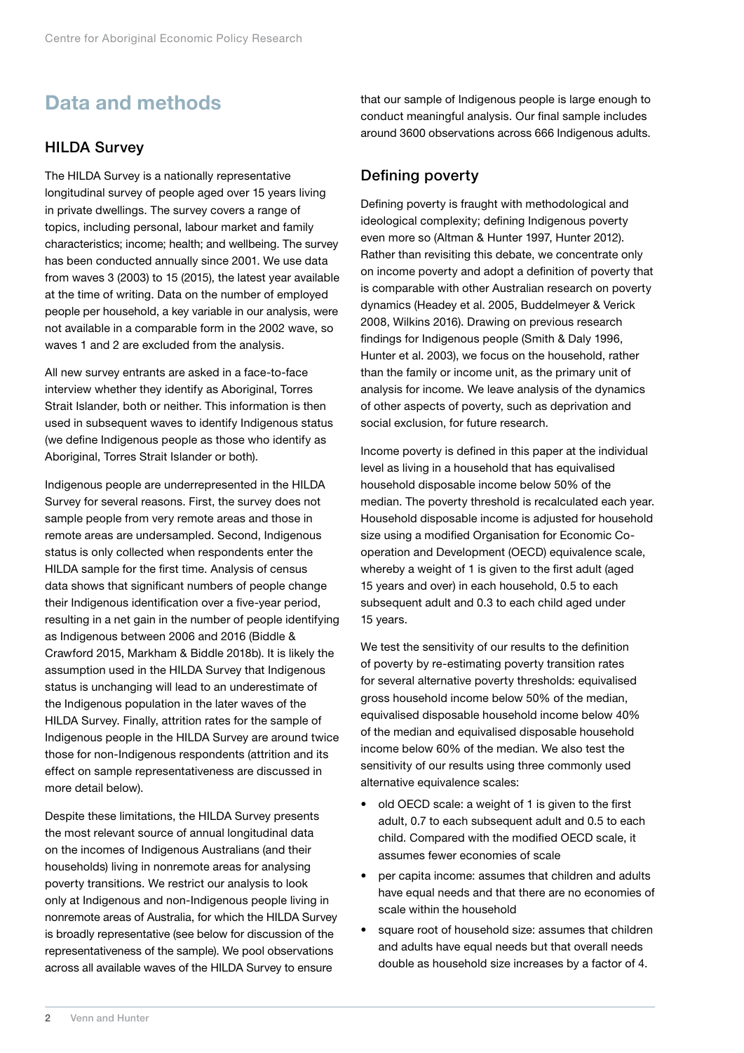# Data and methods

## HILDA Survey

The HILDA Survey is a nationally representative longitudinal survey of people aged over 15 years living in private dwellings. The survey covers a range of topics, including personal, labour market and family characteristics; income; health; and wellbeing. The survey has been conducted annually since 2001. We use data from waves 3 (2003) to 15 (2015), the latest year available at the time of writing. Data on the number of employed people per household, a key variable in our analysis, were not available in a comparable form in the 2002 wave, so waves 1 and 2 are excluded from the analysis.

All new survey entrants are asked in a face-to-face interview whether they identify as Aboriginal, Torres Strait Islander, both or neither. This information is then used in subsequent waves to identify Indigenous status (we define Indigenous people as those who identify as Aboriginal, Torres Strait Islander or both).

Indigenous people are underrepresented in the HILDA Survey for several reasons. First, the survey does not sample people from very remote areas and those in remote areas are undersampled. Second, Indigenous status is only collected when respondents enter the HILDA sample for the first time. Analysis of census data shows that significant numbers of people change their Indigenous identification over a five-year period, resulting in a net gain in the number of people identifying as Indigenous between 2006 and 2016 (Biddle & Crawford 2015, Markham & Biddle 2018b). It is likely the assumption used in the HILDA Survey that Indigenous status is unchanging will lead to an underestimate of the Indigenous population in the later waves of the HILDA Survey. Finally, attrition rates for the sample of Indigenous people in the HILDA Survey are around twice those for non-Indigenous respondents (attrition and its effect on sample representativeness are discussed in more detail below).

Despite these limitations, the HILDA Survey presents the most relevant source of annual longitudinal data on the incomes of Indigenous Australians (and their households) living in nonremote areas for analysing poverty transitions. We restrict our analysis to look only at Indigenous and non-Indigenous people living in nonremote areas of Australia, for which the HILDA Survey is broadly representative (see below for discussion of the representativeness of the sample). We pool observations across all available waves of the HILDA Survey to ensure that our sample of Indigenous people is large enough to conduct meaningful analysis. Our final sample includes around 3600 observations across 666 Indigenous adults.

## Defining poverty

Defining poverty is fraught with methodological and ideological complexity; defining Indigenous poverty even more so (Altman & Hunter 1997, Hunter 2012). Rather than revisiting this debate, we concentrate only on income poverty and adopt a definition of poverty that is comparable with other Australian research on poverty dynamics (Headey et al. 2005, Buddelmeyer & Verick 2008, Wilkins 2016). Drawing on previous research findings for Indigenous people (Smith & Daly 1996, Hunter et al. 2003), we focus on the household, rather than the family or income unit, as the primary unit of analysis for income. We leave analysis of the dynamics of other aspects of poverty, such as deprivation and social exclusion, for future research.

Income poverty is defined in this paper at the individual level as living in a household that has equivalised household disposable income below 50% of the median. The poverty threshold is recalculated each year. Household disposable income is adjusted for household size using a modified Organisation for Economic Co-operation and Development (OECD) equivalence scale, whereby a weight of 1 is given to the first adult (aged 15 years and over) in each household, 0.5 to each subsequent adult and 0.3 to each child aged under 15 years.

We test the sensitivity of our results to the definition of poverty by re-estimating poverty transition rates for several alternative poverty thresholds: equivalised gross household income below 50% of the median, equivalised disposable household income below 40% of the median and equivalised disposable household income below 60% of the median. We also test the sensitivity of our results using three commonly used alternative equivalence scales:

- old OECD scale: a weight of 1 is given to the first adult, 0.7 to each subsequent adult and 0.5 to each child. Compared with the modified OECD scale, it assumes fewer economies of scale
- per capita income: assumes that children and adults have equal needs and that there are no economies of scale within the household
- square root of household size: assumes that children and adults have equal needs but that overall needs double as household size increases by a factor of 4.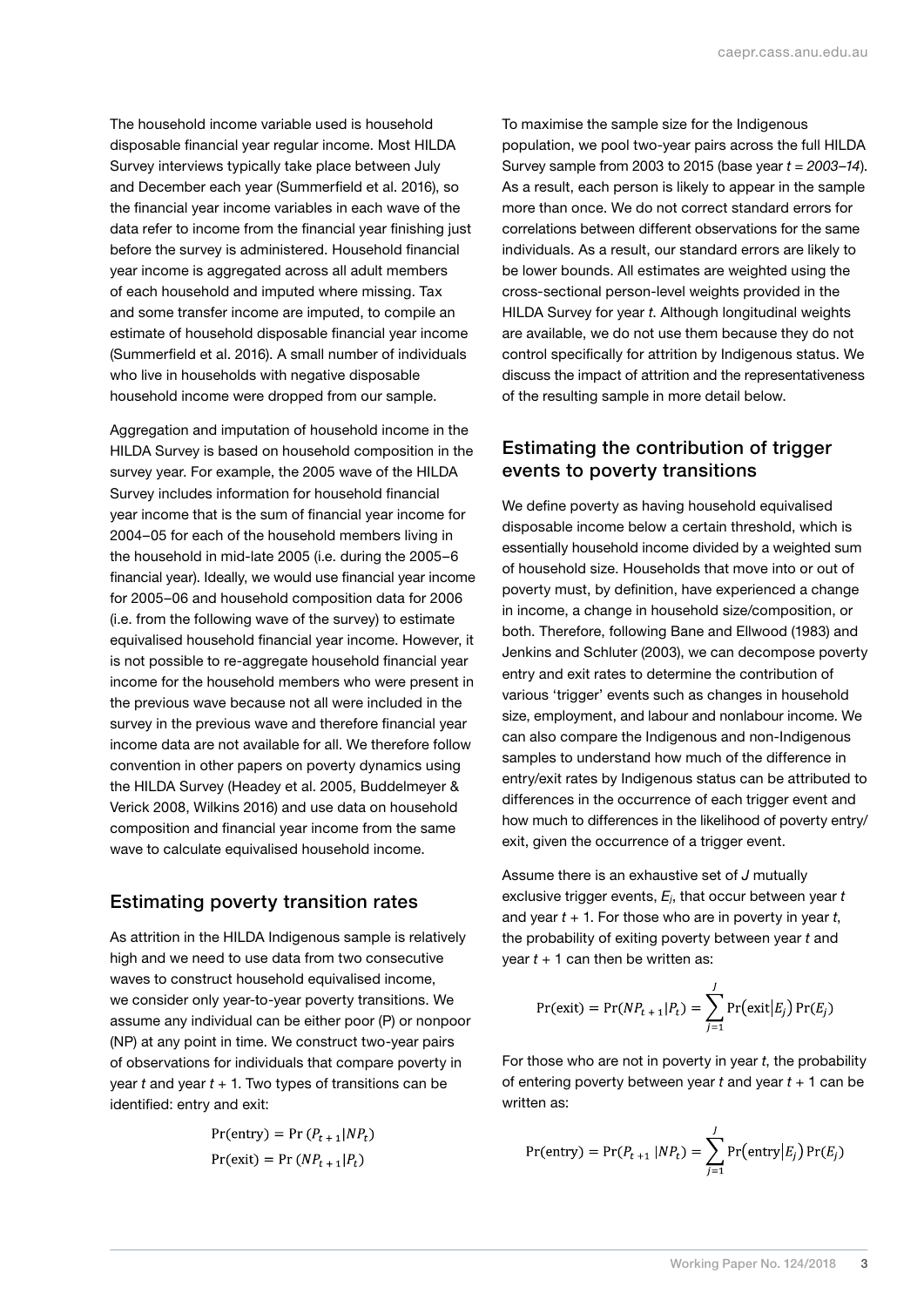The household income variable used is household disposable financial year regular income. Most HILDA Survey interviews typically take place between July and December each year (Summerfield et al. 2016), so the financial year income variables in each wave of the data refer to income from the financial year finishing just before the survey is administered. Household financial year income is aggregated across all adult members of each household and imputed where missing. Tax and some transfer income are imputed, to compile an estimate of household disposable financial year income (Summerfield et al. 2016). A small number of individuals who live in households with negative disposable household income were dropped from our sample.

Aggregation and imputation of household income in the HILDA Survey is based on household composition in the survey year. For example, the 2005 wave of the HILDA Survey includes information for household financial year income that is the sum of financial year income for 2004–05 for each of the household members living in the household in mid-late 2005 (i.e. during the 2005–6 financial year). Ideally, we would use financial year income for 2005–06 and household composition data for 2006 (i.e. from the following wave of the survey) to estimate equivalised household financial year income. However, it is not possible to re-aggregate household financial year income for the household members who were present in the previous wave because not all were included in the survey in the previous wave and therefore financial year income data are not available for all. We therefore follow convention in other papers on poverty dynamics using the HILDA Survey (Headey et al. 2005, Buddelmeyer & Verick 2008, Wilkins 2016) and use data on household composition and financial year income from the same wave to calculate equivalised household income.

## Estimating poverty transition rates

As attrition in the HILDA Indigenous sample is relatively high and we need to use data from two consecutive waves to construct household equivalised income, we consider only year-to-year poverty transitions. We assume any individual can be either poor (P) or nonpoor (NP) at any point in time. We construct two-year pairs of observations for individuals that compare poverty in year $t$ and year $t + 1$. Two types of transitions can be identified: entry and exit:

$$\Pr(\text{entry}) = \Pr\,(P_{t+1}|NP_t)$$

$$\Pr(\text{exit}) = \Pr\,(NP_{t+1}|P_t)$$

To maximise the sample size for the Indigenous population, we pool two-year pairs across the full HILDA Survey sample from 2003 to 2015 (base year $t$ = *2003–14*). As a result, each person is likely to appear in the sample more than once. We do not correct standard errors for correlations between different observations for the same individuals. As a result, our standard errors are likely to be lower bounds. All estimates are weighted using the cross-sectional person-level weights provided in the HILDA Survey for year $t$. Although longitudinal weights are available, we do not use them because they do not control specifically for attrition by Indigenous status. We discuss the impact of attrition and the representativeness of the resulting sample in more detail below.

## Estimating the contribution of trigger events to poverty transitions

We define poverty as having household equivalised disposable income below a certain threshold, which is essentially household income divided by a weighted sum of household size. Households that move into or out of poverty must, by definition, have experienced a change in income, a change in household size/composition, or both. Therefore, following Bane and Ellwood (1983) and Jenkins and Schluter (2003), we can decompose poverty entry and exit rates to determine the contribution of various 'trigger' events such as changes in household size, employment, and labour and nonlabour income. We can also compare the Indigenous and non-Indigenous samples to understand how much of the difference in entry/exit rates by Indigenous status can be attributed to differences in the occurrence of each trigger event and how much to differences in the likelihood of poverty entry/exit, given the occurrence of a trigger event.

Assume there is an exhaustive set of $J$ mutually exclusive trigger events, $E_j$, that occur between year $t$ and year $t + 1$. For those who are in poverty in year $t$, the probability of exiting poverty between year $t$ and year $t + 1$ can then be written as:

$$\Pr(\text{exit}) = \Pr(NP_{t+1}|P_t) = \sum_{j=1}^{J} \Pr(\text{exit}|E_j)\Pr(E_j)$$

For those who are not in poverty in year $t$, the probability of entering poverty between year $t$ and year $t + 1$ can be written as:

$$\Pr(\text{entry}) = \Pr(P_{t+1}\,|NP_t) = \sum_{j=1}^{J} \Pr(\text{entry}|E_j)\Pr(E_j)$$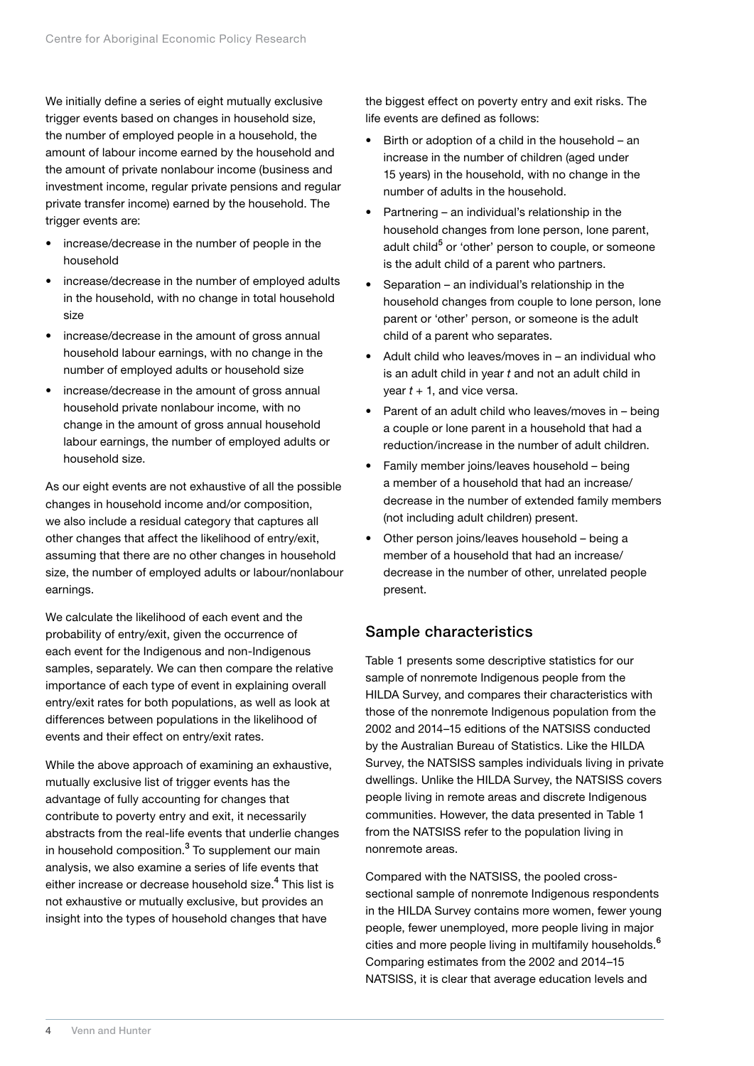We initially define a series of eight mutually exclusive trigger events based on changes in household size, the number of employed people in a household, the amount of labour income earned by the household and the amount of private nonlabour income (business and investment income, regular private pensions and regular private transfer income) earned by the household. The trigger events are:

- increase/decrease in the number of people in the household
- increase/decrease in the number of employed adults in the household, with no change in total household size
- increase/decrease in the amount of gross annual household labour earnings, with no change in the number of employed adults or household size
- increase/decrease in the amount of gross annual household private nonlabour income, with no change in the amount of gross annual household labour earnings, the number of employed adults or household size.

As our eight events are not exhaustive of all the possible changes in household income and/or composition, we also include a residual category that captures all other changes that affect the likelihood of entry/exit, assuming that there are no other changes in household size, the number of employed adults or labour/nonlabour earnings.

We calculate the likelihood of each event and the probability of entry/exit, given the occurrence of each event for the Indigenous and non-Indigenous samples, separately. We can then compare the relative importance of each type of event in explaining overall entry/exit rates for both populations, as well as look at differences between populations in the likelihood of events and their effect on entry/exit rates.

While the above approach of examining an exhaustive, mutually exclusive list of trigger events has the advantage of fully accounting for changes that contribute to poverty entry and exit, it necessarily abstracts from the real-life events that underlie changes in household composition.[3] To supplement our main analysis, we also examine a series of life events that either increase or decrease household size.[4] This list is not exhaustive or mutually exclusive, but provides an insight into the types of household changes that have the biggest effect on poverty entry and exit risks. The life events are defined as follows:

- Birth or adoption of a child in the household – an increase in the number of children (aged under 15 years) in the household, with no change in the number of adults in the household.
- Partnering – an individual's relationship in the household changes from lone person, lone parent, adult child[5] or 'other' person to couple, or someone is the adult child of a parent who partners.
- Separation – an individual's relationship in the household changes from couple to lone person, lone parent or 'other' person, or someone is the adult child of a parent who separates.
- Adult child who leaves/moves in – an individual who is an adult child in year *t* and not an adult child in year *t* + 1, and vice versa.
- Parent of an adult child who leaves/moves in – being a couple or lone parent in a household that had a reduction/increase in the number of adult children.
- Family member joins/leaves household – being a member of a household that had an increase/decrease in the number of extended family members (not including adult children) present.
- Other person joins/leaves household – being a member of a household that had an increase/decrease in the number of other, unrelated people present.

## Sample characteristics

Table 1 presents some descriptive statistics for our sample of nonremote Indigenous people from the HILDA Survey, and compares their characteristics with those of the nonremote Indigenous population from the 2002 and 2014–15 editions of the NATSISS conducted by the Australian Bureau of Statistics. Like the HILDA Survey, the NATSISS samples individuals living in private dwellings. Unlike the HILDA Survey, the NATSISS covers people living in remote areas and discrete Indigenous communities. However, the data presented in Table 1 from the NATSISS refer to the population living in nonremote areas.

Compared with the NATSISS, the pooled cross-sectional sample of nonremote Indigenous respondents in the HILDA Survey contains more women, fewer young people, fewer unemployed, more people living in major cities and more people living in multifamily households.[6] Comparing estimates from the 2002 and 2014–15 NATSISS, it is clear that average education levels and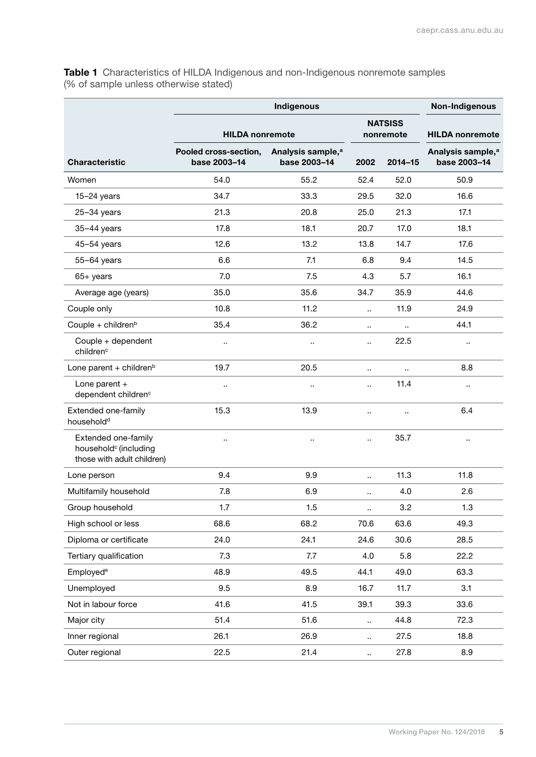**Table 1** Characteristics of HILDA Indigenous and non-Indigenous nonremote samples (% of sample unless otherwise stated)

| | Indigenous | | | | Non-Indigenous |
|---|---|---|---|---|---|
| | HILDA nonremote | | NATSISS nonremote | | HILDA nonremote |
| Characteristic | Pooled cross-section, base 2003–14 | Analysis sample,[a] base 2003–14 | 2002 | 2014–15 | Analysis sample,[a] base 2003–14 |
| Women | 54.0 | 55.2 | 52.4 | 52.0 | 50.9 |
| 15–24 years | 34.7 | 33.3 | 29.5 | 32.0 | 16.6 |
| 25–34 years | 21.3 | 20.8 | 25.0 | 21.3 | 17.1 |
| 35–44 years | 17.8 | 18.1 | 20.7 | 17.0 | 18.1 |
| 45–54 years | 12.6 | 13.2 | 13.8 | 14.7 | 17.6 |
| 55–64 years | 6.6 | 7.1 | 6.8 | 9.4 | 14.5 |
| 65+ years | 7.0 | 7.5 | 4.3 | 5.7 | 16.1 |
| Average age (years) | 35.0 | 35.6 | 34.7 | 35.9 | 44.6 |
| Couple only | 10.8 | 11.2 | .. | 11.9 | 24.9 |
| Couple + children[b] | 35.4 | 36.2 | .. | .. | 44.1 |
| Couple + dependent children[c] | .. | .. | .. | 22.5 | .. |
| Lone parent + children[b] | 19.7 | 20.5 | .. | .. | 8.8 |
| Lone parent + dependent children[c] | .. | .. | .. | 11.4 | .. |
| Extended one-family household[d] | 15.3 | 13.9 | .. | .. | 6.4 |
| Extended one-family household[c] (including those with adult children) | .. | .. | .. | 35.7 | .. |
| Lone person | 9.4 | 9.9 | .. | 11.3 | 11.8 |
| Multifamily household | 7.8 | 6.9 | .. | 4.0 | 2.6 |
| Group household | 1.7 | 1.5 | .. | 3.2 | 1.3 |
| High school or less | 68.6 | 68.2 | 70.6 | 63.6 | 49.3 |
| Diploma or certificate | 24.0 | 24.1 | 24.6 | 30.6 | 28.5 |
| Tertiary qualification | 7.3 | 7.7 | 4.0 | 5.8 | 22.2 |
| Employed[e] | 48.9 | 49.5 | 44.1 | 49.0 | 63.3 |
| Unemployed | 9.5 | 8.9 | 16.7 | 11.7 | 3.1 |
| Not in labour force | 41.6 | 41.5 | 39.1 | 39.3 | 33.6 |
| Major city | 51.4 | 51.6 | .. | 44.8 | 72.3 |
| Inner regional | 26.1 | 26.9 | .. | 27.5 | 18.8 |
| Outer regional | 22.5 | 21.4 | .. | 27.8 | 8.9 |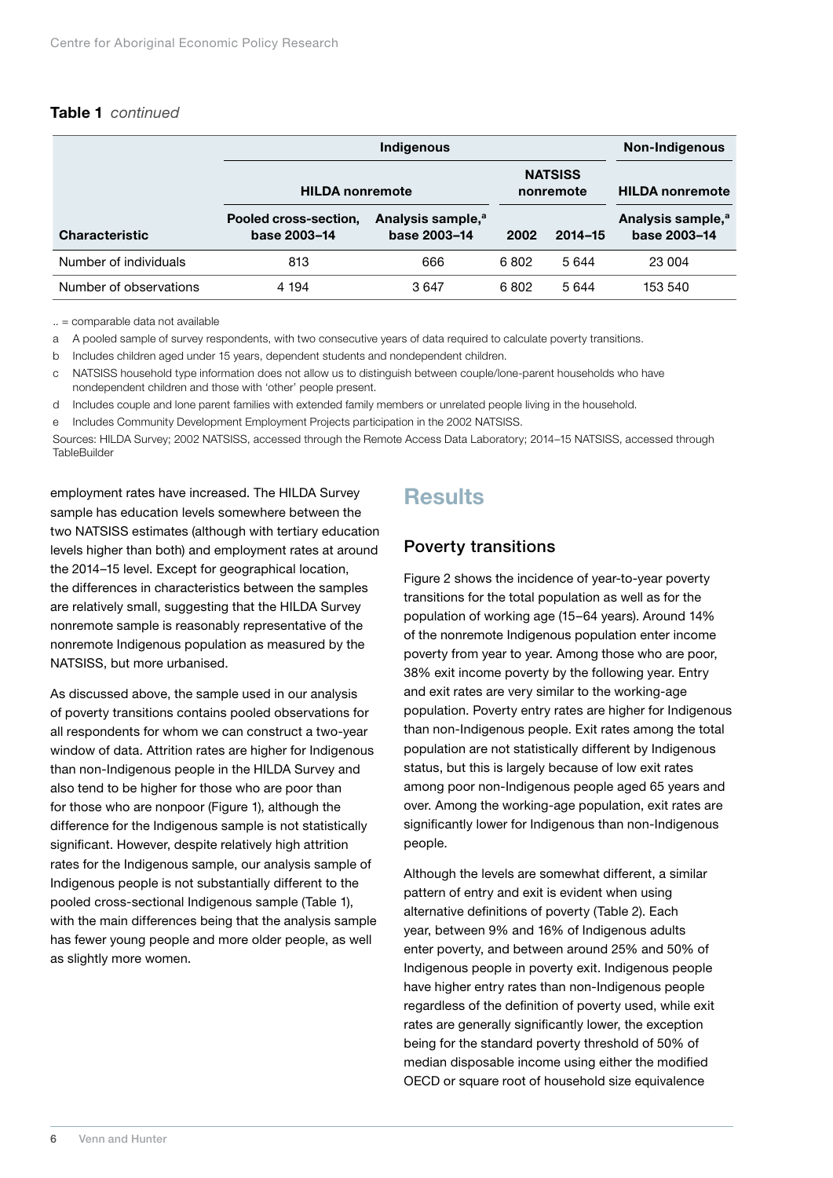**Table 1** *continued*

| | Indigenous | | | | Non-Indigenous |
|---|---|---|---|---|---|
| | HILDA nonremote | | NATSISS nonremote | | HILDA nonremote |
| Characteristic | Pooled cross-section, base 2003–14 | Analysis sample,[a] base 2003–14 | 2002 | 2014–15 | Analysis sample,[a] base 2003–14 |
| Number of individuals | 813 | 666 | 6 802 | 5 644 | 23 004 |
| Number of observations | 4 194 | 3 647 | 6 802 | 5 644 | 153 540 |

.. = comparable data not available

a A pooled sample of survey respondents, with two consecutive years of data required to calculate poverty transitions.

b Includes children aged under 15 years, dependent students and nondependent children.

c NATSISS household type information does not allow us to distinguish between couple/lone-parent households who have nondependent children and those with 'other' people present.

d Includes couple and lone parent families with extended family members or unrelated people living in the household.

e Includes Community Development Employment Projects participation in the 2002 NATSISS.

Sources: HILDA Survey; 2002 NATSISS, accessed through the Remote Access Data Laboratory; 2014–15 NATSISS, accessed through TableBuilder

employment rates have increased. The HILDA Survey sample has education levels somewhere between the two NATSISS estimates (although with tertiary education levels higher than both) and employment rates at around the 2014–15 level. Except for geographical location, the differences in characteristics between the samples are relatively small, suggesting that the HILDA Survey nonremote sample is reasonably representative of the nonremote Indigenous population as measured by the NATSISS, but more urbanised.

As discussed above, the sample used in our analysis of poverty transitions contains pooled observations for all respondents for whom we can construct a two-year window of data. Attrition rates are higher for Indigenous than non-Indigenous people in the HILDA Survey and also tend to be higher for those who are poor than for those who are nonpoor (Figure 1), although the difference for the Indigenous sample is not statistically significant. However, despite relatively high attrition rates for the Indigenous sample, our analysis sample of Indigenous people is not substantially different to the pooled cross-sectional Indigenous sample (Table 1), with the main differences being that the analysis sample has fewer young people and more older people, as well as slightly more women.

# Results

## Poverty transitions

Figure 2 shows the incidence of year-to-year poverty transitions for the total population as well as for the population of working age (15–64 years). Around 14% of the nonremote Indigenous population enter income poverty from year to year. Among those who are poor, 38% exit income poverty by the following year. Entry and exit rates are very similar to the working-age population. Poverty entry rates are higher for Indigenous than non-Indigenous people. Exit rates among the total population are not statistically different by Indigenous status, but this is largely because of low exit rates among poor non-Indigenous people aged 65 years and over. Among the working-age population, exit rates are significantly lower for Indigenous than non-Indigenous people.

Although the levels are somewhat different, a similar pattern of entry and exit is evident when using alternative definitions of poverty (Table 2). Each year, between 9% and 16% of Indigenous adults enter poverty, and between around 25% and 50% of Indigenous people in poverty exit. Indigenous people have higher entry rates than non-Indigenous people regardless of the definition of poverty used, while exit rates are generally significantly lower, the exception being for the standard poverty threshold of 50% of median disposable income using either the modified OECD or square root of household size equivalence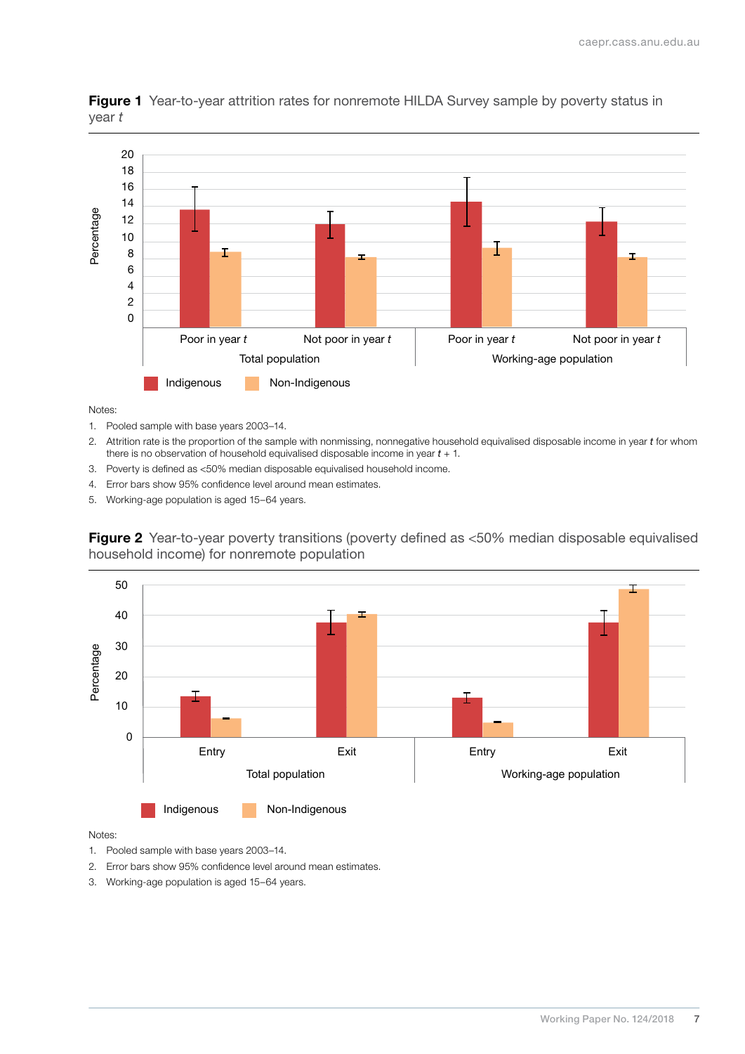**Figure 1** Year-to-year attrition rates for nonremote HILDA Survey sample by poverty status in year *t*

Notes:

1. Pooled sample with base years 2003–14.
2. Attrition rate is the proportion of the sample with nonmissing, nonnegative household equivalised disposable income in year *t* for whom there is no observation of household equivalised disposable income in year *t* + 1.
3. Poverty is defined as <50% median disposable equivalised household income.
4. Error bars show 95% confidence level around mean estimates.
5. Working-age population is aged 15–64 years.

**Figure 2** Year-to-year poverty transitions (poverty defined as <50% median disposable equivalised household income) for nonremote population

Notes:

1. Pooled sample with base years 2003–14.
2. Error bars show 95% confidence level around mean estimates.
3. Working-age population is aged 15–64 years.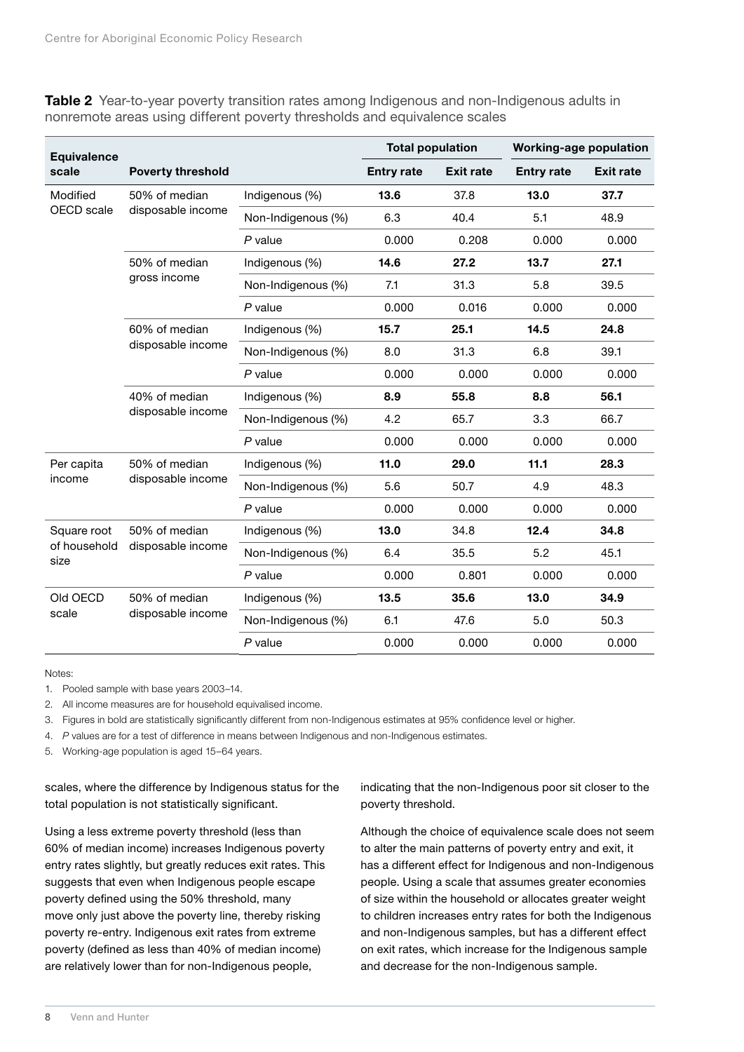**Table 2** Year-to-year poverty transition rates among Indigenous and non-Indigenous adults in nonremote areas using different poverty thresholds and equivalence scales

| Equivalence scale | Poverty threshold | | Total population | | Working-age population | |
|---|---|---|---|---|---|---|
| | | | Entry rate | Exit rate | Entry rate | Exit rate |
| Modified OECD scale | 50% of median disposable income | Indigenous (%) | **13.6** | 37.8 | **13.0** | **37.7** |
| | | Non-Indigenous (%) | 6.3 | 40.4 | 5.1 | 48.9 |
| | | *P* value | 0.000 | 0.208 | 0.000 | 0.000 |
| | 50% of median gross income | Indigenous (%) | **14.6** | **27.2** | **13.7** | **27.1** |
| | | Non-Indigenous (%) | 7.1 | 31.3 | 5.8 | 39.5 |
| | | *P* value | 0.000 | 0.016 | 0.000 | 0.000 |
| | 60% of median disposable income | Indigenous (%) | **15.7** | **25.1** | **14.5** | **24.8** |
| | | Non-Indigenous (%) | 8.0 | 31.3 | 6.8 | 39.1 |
| | | *P* value | 0.000 | 0.000 | 0.000 | 0.000 |
| | 40% of median disposable income | Indigenous (%) | **8.9** | **55.8** | **8.8** | **56.1** |
| | | Non-Indigenous (%) | 4.2 | 65.7 | 3.3 | 66.7 |
| | | *P* value | 0.000 | 0.000 | 0.000 | 0.000 |
| Per capita income | 50% of median disposable income | Indigenous (%) | **11.0** | **29.0** | **11.1** | **28.3** |
| | | Non-Indigenous (%) | 5.6 | 50.7 | 4.9 | 48.3 |
| | | *P* value | 0.000 | 0.000 | 0.000 | 0.000 |
| Square root of household size | 50% of median disposable income | Indigenous (%) | **13.0** | 34.8 | **12.4** | **34.8** |
| | | Non-Indigenous (%) | 6.4 | 35.5 | 5.2 | 45.1 |
| | | *P* value | 0.000 | 0.801 | 0.000 | 0.000 |
| Old OECD scale | 50% of median disposable income | Indigenous (%) | **13.5** | **35.6** | **13.0** | **34.9** |
| | | Non-Indigenous (%) | 6.1 | 47.6 | 5.0 | 50.3 |
| | | *P* value | 0.000 | 0.000 | 0.000 | 0.000 |

Notes:

1. Pooled sample with base years 2003–14.
2. All income measures are for household equivalised income.
3. Figures in bold are statistically significantly different from non-Indigenous estimates at 95% confidence level or higher.
4. *P* values are for a test of difference in means between Indigenous and non-Indigenous estimates.
5. Working-age population is aged 15–64 years.

scales, where the difference by Indigenous status for the total population is not statistically significant.

Using a less extreme poverty threshold (less than 60% of median income) increases Indigenous poverty entry rates slightly, but greatly reduces exit rates. This suggests that even when Indigenous people escape poverty defined using the 50% threshold, many move only just above the poverty line, thereby risking poverty re-entry. Indigenous exit rates from extreme poverty (defined as less than 40% of median income) are relatively lower than for non-Indigenous people, indicating that the non-Indigenous poor sit closer to the poverty threshold.

Although the choice of equivalence scale does not seem to alter the main patterns of poverty entry and exit, it has a different effect for Indigenous and non-Indigenous people. Using a scale that assumes greater economies of size within the household or allocates greater weight to children increases entry rates for both the Indigenous and non-Indigenous samples, but has a different effect on exit rates, which increase for the Indigenous sample and decrease for the non-Indigenous sample.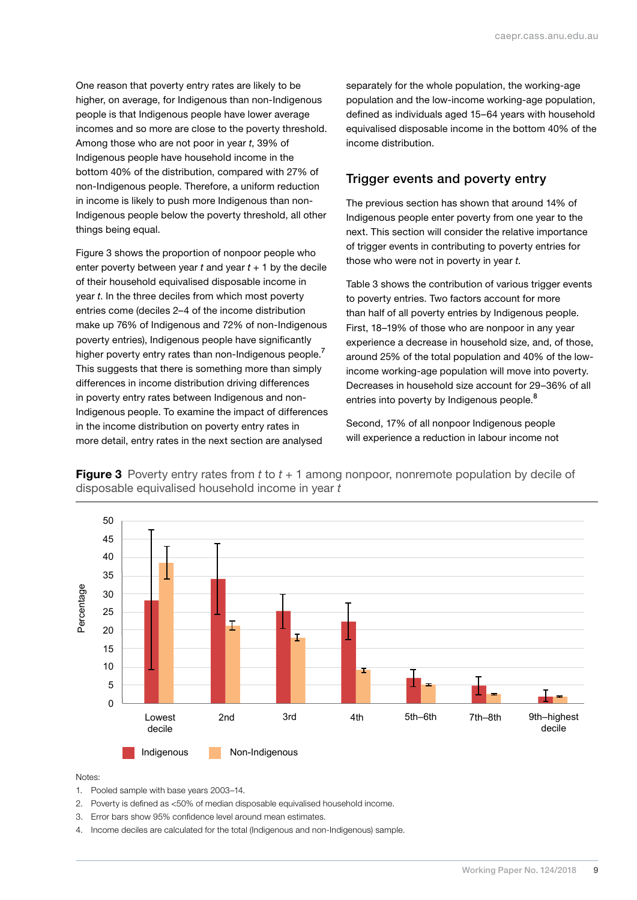One reason that poverty entry rates are likely to be higher, on average, for Indigenous than non-Indigenous people is that Indigenous people have lower average incomes and so more are close to the poverty threshold. Among those who are not poor in year *t*, 39% of Indigenous people have household income in the bottom 40% of the distribution, compared with 27% of non-Indigenous people. Therefore, a uniform reduction in income is likely to push more Indigenous than non-Indigenous people below the poverty threshold, all other things being equal.

Figure 3 shows the proportion of nonpoor people who enter poverty between year *t* and year *t* + 1 by the decile of their household equivalised disposable income in year *t*. In the three deciles from which most poverty entries come (deciles 2–4 of the income distribution make up 76% of Indigenous and 72% of non-Indigenous poverty entries), Indigenous people have significantly higher poverty entry rates than non-Indigenous people.[7] This suggests that there is something more than simply differences in income distribution driving differences in poverty entry rates between Indigenous and non-Indigenous people. To examine the impact of differences in the income distribution on poverty entry rates in more detail, entry rates in the next section are analysed separately for the whole population, the working-age population and the low-income working-age population, defined as individuals aged 15–64 years with household equivalised disposable income in the bottom 40% of the income distribution.

## Trigger events and poverty entry

The previous section has shown that around 14% of Indigenous people enter poverty from one year to the next. This section will consider the relative importance of trigger events in contributing to poverty entries for those who were not in poverty in year *t*.

Table 3 shows the contribution of various trigger events to poverty entries. Two factors account for more than half of all poverty entries by Indigenous people. First, 18–19% of those who are nonpoor in any year experience a decrease in household size, and, of those, around 25% of the total population and 40% of the low-income working-age population will move into poverty. Decreases in household size account for 29–36% of all entries into poverty by Indigenous people.[8]

Second, 17% of all nonpoor Indigenous people will experience a reduction in labour income not

**Figure 3** Poverty entry rates from *t* to *t* + 1 among nonpoor, nonremote population by decile of disposable equivalised household income in year *t*

Notes:

1. Pooled sample with base years 2003–14.
2. Poverty is defined as <50% of median disposable equivalised household income.
3. Error bars show 95% confidence level around mean estimates.
4. Income deciles are calculated for the total (Indigenous and non-Indigenous) sample.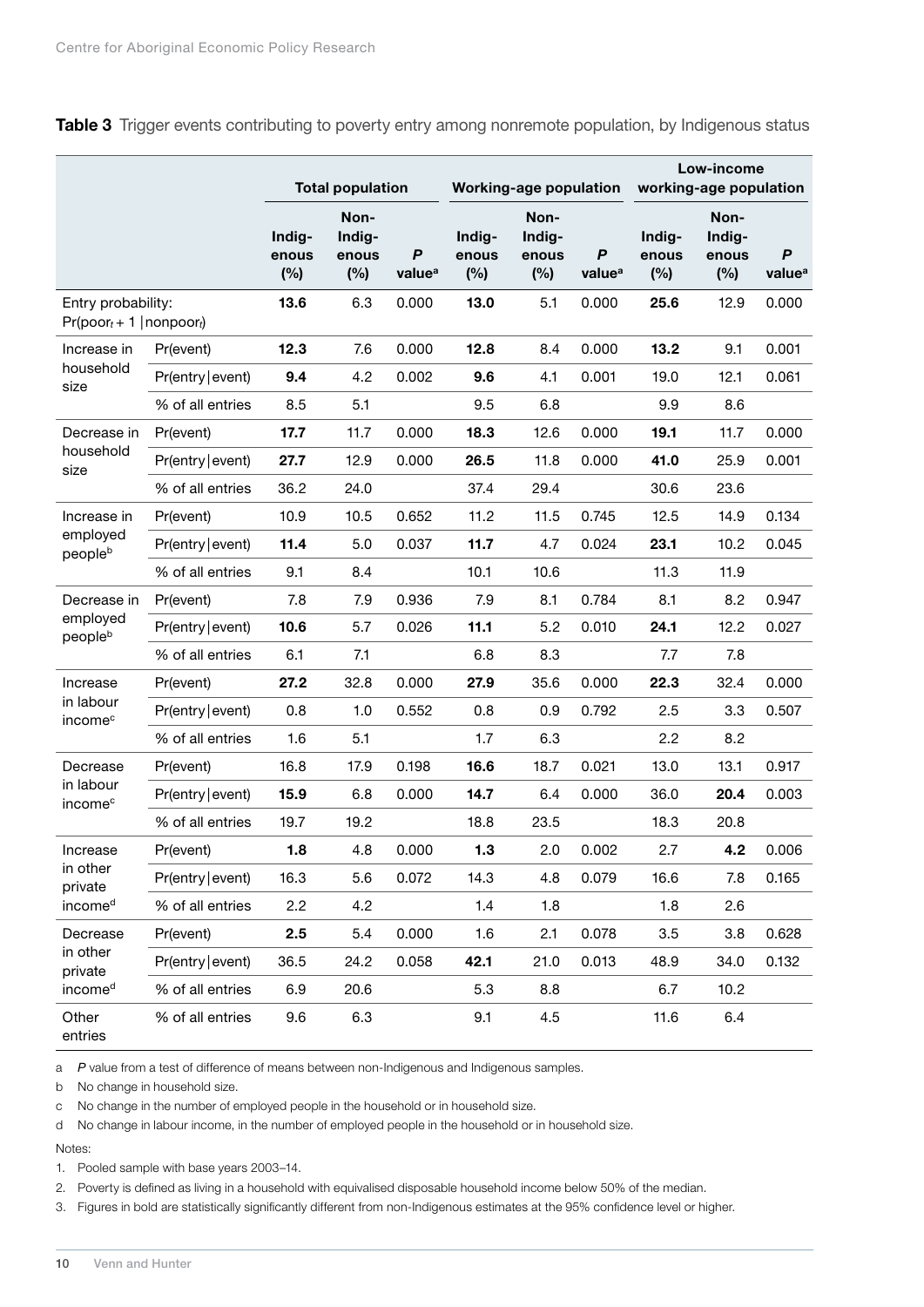**Table 3** Trigger events contributing to poverty entry among nonremote population, by Indigenous status

| | | Total population | | | Working-age population | | | Low-income working-age population | | |
|---|---|---|---|---|---|---|---|---|---|---|
| | | Indigenous (%) | Non-Indigenous (%) | *P* value[a] | Indigenous (%) | Non-Indigenous (%) | *P* value[a] | Indigenous (%) | Non-Indigenous (%) | *P* value[a] |
| Entry probability: $Pr(poor_{t+1} \mid nonpoor_t)$ | | **13.6** | 6.3 | 0.000 | **13.0** | 5.1 | 0.000 | **25.6** | 12.9 | 0.000 |
| Increase in household size | Pr(event) | **12.3** | 7.6 | 0.000 | **12.8** | 8.4 | 0.000 | **13.2** | 9.1 | 0.001 |
| | Pr(entry\|event) | **9.4** | 4.2 | 0.002 | **9.6** | 4.1 | 0.001 | 19.0 | 12.1 | 0.061 |
| | % of all entries | 8.5 | 5.1 | | 9.5 | 6.8 | | 9.9 | 8.6 | |
| Decrease in household size | Pr(event) | **17.7** | 11.7 | 0.000 | **18.3** | 12.6 | 0.000 | **19.1** | 11.7 | 0.000 |
| | Pr(entry\|event) | **27.7** | 12.9 | 0.000 | **26.5** | 11.8 | 0.000 | **41.0** | 25.9 | 0.001 |
| | % of all entries | 36.2 | 24.0 | | 37.4 | 29.4 | | 30.6 | 23.6 | |
| Increase in employed people[b] | Pr(event) | 10.9 | 10.5 | 0.652 | 11.2 | 11.5 | 0.745 | 12.5 | 14.9 | 0.134 |
| | Pr(entry\|event) | **11.4** | 5.0 | 0.037 | **11.7** | 4.7 | 0.024 | **23.1** | 10.2 | 0.045 |
| | % of all entries | 9.1 | 8.4 | | 10.1 | 10.6 | | 11.3 | 11.9 | |
| Decrease in employed people[b] | Pr(event) | 7.8 | 7.9 | 0.936 | 7.9 | 8.1 | 0.784 | 8.1 | 8.2 | 0.947 |
| | Pr(entry\|event) | **10.6** | 5.7 | 0.026 | **11.1** | 5.2 | 0.010 | **24.1** | 12.2 | 0.027 |
| | % of all entries | 6.1 | 7.1 | | 6.8 | 8.3 | | 7.7 | 7.8 | |
| Increase in labour income[c] | Pr(event) | **27.2** | 32.8 | 0.000 | **27.9** | 35.6 | 0.000 | **22.3** | 32.4 | 0.000 |
| | Pr(entry\|event) | 0.8 | 1.0 | 0.552 | 0.8 | 0.9 | 0.792 | 2.5 | 3.3 | 0.507 |
| | % of all entries | 1.6 | 5.1 | | 1.7 | 6.3 | | 2.2 | 8.2 | |
| Decrease in labour income[c] | Pr(event) | 16.8 | 17.9 | 0.198 | **16.6** | 18.7 | 0.021 | 13.0 | 13.1 | 0.917 |
| | Pr(entry\|event) | **15.9** | 6.8 | 0.000 | **14.7** | 6.4 | 0.000 | 36.0 | **20.4** | 0.003 |
| | % of all entries | 19.7 | 19.2 | | 18.8 | 23.5 | | 18.3 | 20.8 | |
| Increase in other private income[d] | Pr(event) | **1.8** | 4.8 | 0.000 | **1.3** | 2.0 | 0.002 | 2.7 | **4.2** | 0.006 |
| | Pr(entry\|event) | 16.3 | 5.6 | 0.072 | 14.3 | 4.8 | 0.079 | 16.6 | 7.8 | 0.165 |
| | % of all entries | 2.2 | 4.2 | | 1.4 | 1.8 | | 1.8 | 2.6 | |
| Decrease in other private income[d] | Pr(event) | **2.5** | 5.4 | 0.000 | 1.6 | 2.1 | 0.078 | 3.5 | 3.8 | 0.628 |
| | Pr(entry\|event) | 36.5 | 24.2 | 0.058 | **42.1** | 21.0 | 0.013 | 48.9 | 34.0 | 0.132 |
| | % of all entries | 6.9 | 20.6 | | 5.3 | 8.8 | | 6.7 | 10.2 | |
| Other entries | % of all entries | 9.6 | 6.3 | | 9.1 | 4.5 | | 11.6 | 6.4 | |

a *P* value from a test of difference of means between non-Indigenous and Indigenous samples.

b No change in household size.

c No change in the number of employed people in the household or in household size.

d No change in labour income, in the number of employed people in the household or in household size.

Notes:

1. Pooled sample with base years 2003–14.
2. Poverty is defined as living in a household with equivalised disposable household income below 50% of the median.
3. Figures in bold are statistically significantly different from non-Indigenous estimates at the 95% confidence level or higher.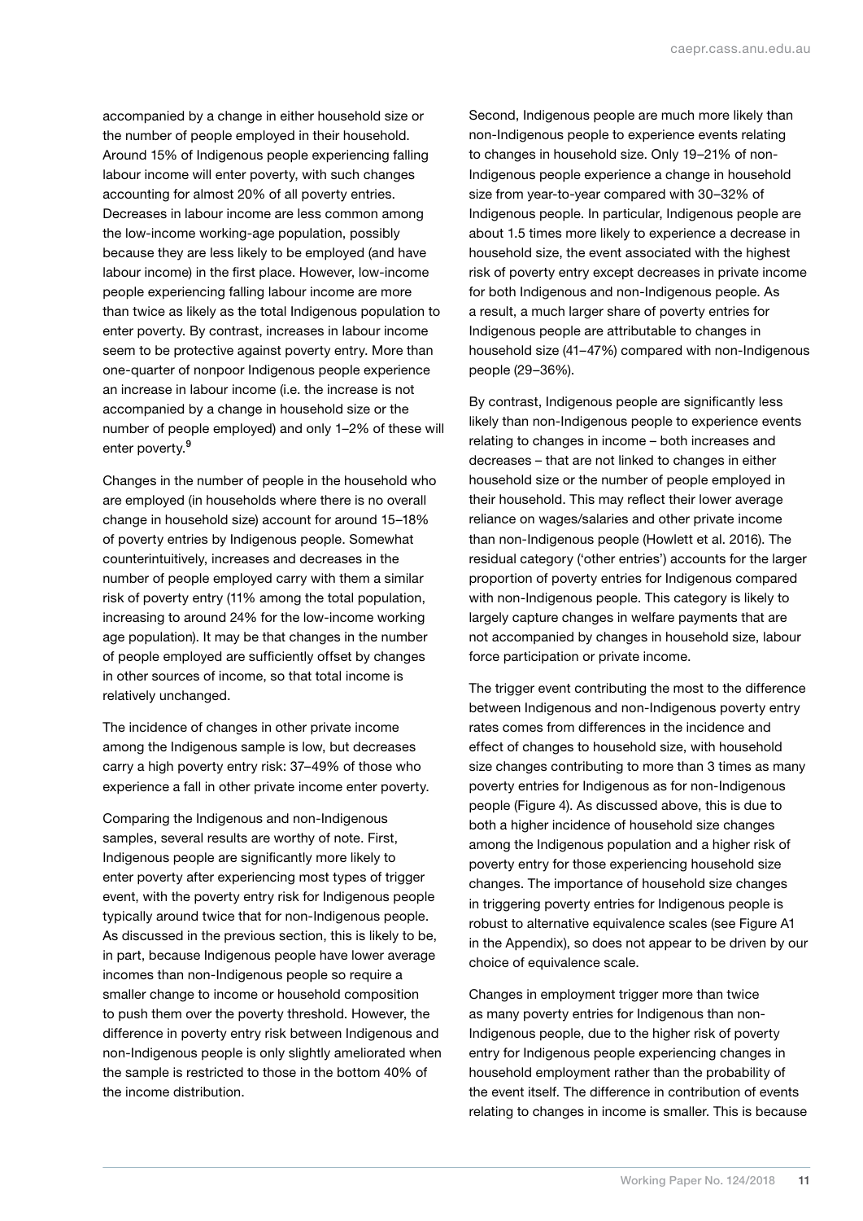accompanied by a change in either household size or the number of people employed in their household. Around 15% of Indigenous people experiencing falling labour income will enter poverty, with such changes accounting for almost 20% of all poverty entries. Decreases in labour income are less common among the low-income working-age population, possibly because they are less likely to be employed (and have labour income) in the first place. However, low-income people experiencing falling labour income are more than twice as likely as the total Indigenous population to enter poverty. By contrast, increases in labour income seem to be protective against poverty entry. More than one-quarter of nonpoor Indigenous people experience an increase in labour income (i.e. the increase is not accompanied by a change in household size or the number of people employed) and only 1–2% of these will enter poverty.[9]

Changes in the number of people in the household who are employed (in households where there is no overall change in household size) account for around 15–18% of poverty entries by Indigenous people. Somewhat counterintuitively, increases and decreases in the number of people employed carry with them a similar risk of poverty entry (11% among the total population, increasing to around 24% for the low-income working age population). It may be that changes in the number of people employed are sufficiently offset by changes in other sources of income, so that total income is relatively unchanged.

The incidence of changes in other private income among the Indigenous sample is low, but decreases carry a high poverty entry risk: 37–49% of those who experience a fall in other private income enter poverty.

Comparing the Indigenous and non-Indigenous samples, several results are worthy of note. First, Indigenous people are significantly more likely to enter poverty after experiencing most types of trigger event, with the poverty entry risk for Indigenous people typically around twice that for non-Indigenous people. As discussed in the previous section, this is likely to be, in part, because Indigenous people have lower average incomes than non-Indigenous people so require a smaller change to income or household composition to push them over the poverty threshold. However, the difference in poverty entry risk between Indigenous and non-Indigenous people is only slightly ameliorated when the sample is restricted to those in the bottom 40% of the income distribution.

Second, Indigenous people are much more likely than non-Indigenous people to experience events relating to changes in household size. Only 19–21% of non-Indigenous people experience a change in household size from year-to-year compared with 30–32% of Indigenous people. In particular, Indigenous people are about 1.5 times more likely to experience a decrease in household size, the event associated with the highest risk of poverty entry except decreases in private income for both Indigenous and non-Indigenous people. As a result, a much larger share of poverty entries for Indigenous people are attributable to changes in household size (41–47%) compared with non-Indigenous people (29–36%).

By contrast, Indigenous people are significantly less likely than non-Indigenous people to experience events relating to changes in income – both increases and decreases – that are not linked to changes in either household size or the number of people employed in their household. This may reflect their lower average reliance on wages/salaries and other private income than non-Indigenous people (Howlett et al. 2016). The residual category ('other entries') accounts for the larger proportion of poverty entries for Indigenous compared with non-Indigenous people. This category is likely to largely capture changes in welfare payments that are not accompanied by changes in household size, labour force participation or private income.

The trigger event contributing the most to the difference between Indigenous and non-Indigenous poverty entry rates comes from differences in the incidence and effect of changes to household size, with household size changes contributing to more than 3 times as many poverty entries for Indigenous as for non-Indigenous people (Figure 4). As discussed above, this is due to both a higher incidence of household size changes among the Indigenous population and a higher risk of poverty entry for those experiencing household size changes. The importance of household size changes in triggering poverty entries for Indigenous people is robust to alternative equivalence scales (see Figure A1 in the Appendix), so does not appear to be driven by our choice of equivalence scale.

Changes in employment trigger more than twice as many poverty entries for Indigenous than non-Indigenous people, due to the higher risk of poverty entry for Indigenous people experiencing changes in household employment rather than the probability of the event itself. The difference in contribution of events relating to changes in income is smaller. This is because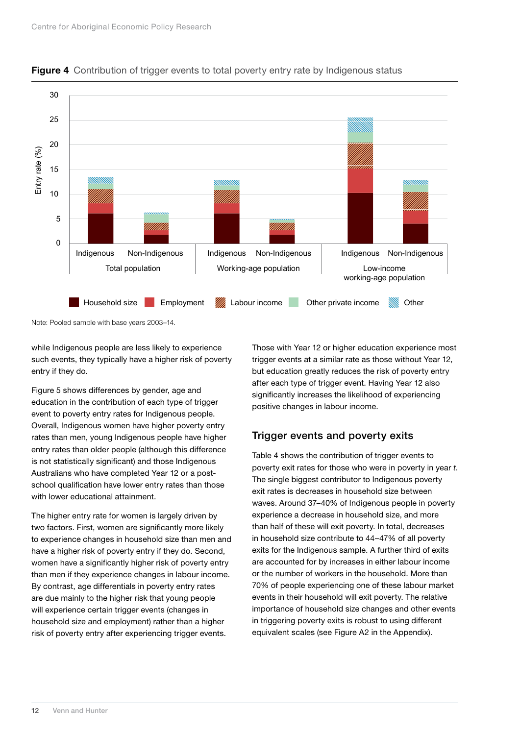**Figure 4** Contribution of trigger events to total poverty entry rate by Indigenous status

Note: Pooled sample with base years 2003–14.

while Indigenous people are less likely to experience such events, they typically have a higher risk of poverty entry if they do.

Figure 5 shows differences by gender, age and education in the contribution of each type of trigger event to poverty entry rates for Indigenous people. Overall, Indigenous women have higher poverty entry rates than men, young Indigenous people have higher entry rates than older people (although this difference is not statistically significant) and those Indigenous Australians who have completed Year 12 or a post-school qualification have lower entry rates than those with lower educational attainment.

The higher entry rate for women is largely driven by two factors. First, women are significantly more likely to experience changes in household size than men and have a higher risk of poverty entry if they do. Second, women have a significantly higher risk of poverty entry than men if they experience changes in labour income. By contrast, age differentials in poverty entry rates are due mainly to the higher risk that young people will experience certain trigger events (changes in household size and employment) rather than a higher risk of poverty entry after experiencing trigger events.

Those with Year 12 or higher education experience most trigger events at a similar rate as those without Year 12, but education greatly reduces the risk of poverty entry after each type of trigger event. Having Year 12 also significantly increases the likelihood of experiencing positive changes in labour income.

## Trigger events and poverty exits

Table 4 shows the contribution of trigger events to poverty exit rates for those who were in poverty in year *t*. The single biggest contributor to Indigenous poverty exit rates is decreases in household size between waves. Around 37–40% of Indigenous people in poverty experience a decrease in household size, and more than half of these will exit poverty. In total, decreases in household size contribute to 44–47% of all poverty exits for the Indigenous sample. A further third of exits are accounted for by increases in either labour income or the number of workers in the household. More than 70% of people experiencing one of these labour market events in their household will exit poverty. The relative importance of household size changes and other events in triggering poverty exits is robust to using different equivalent scales (see Figure A2 in the Appendix).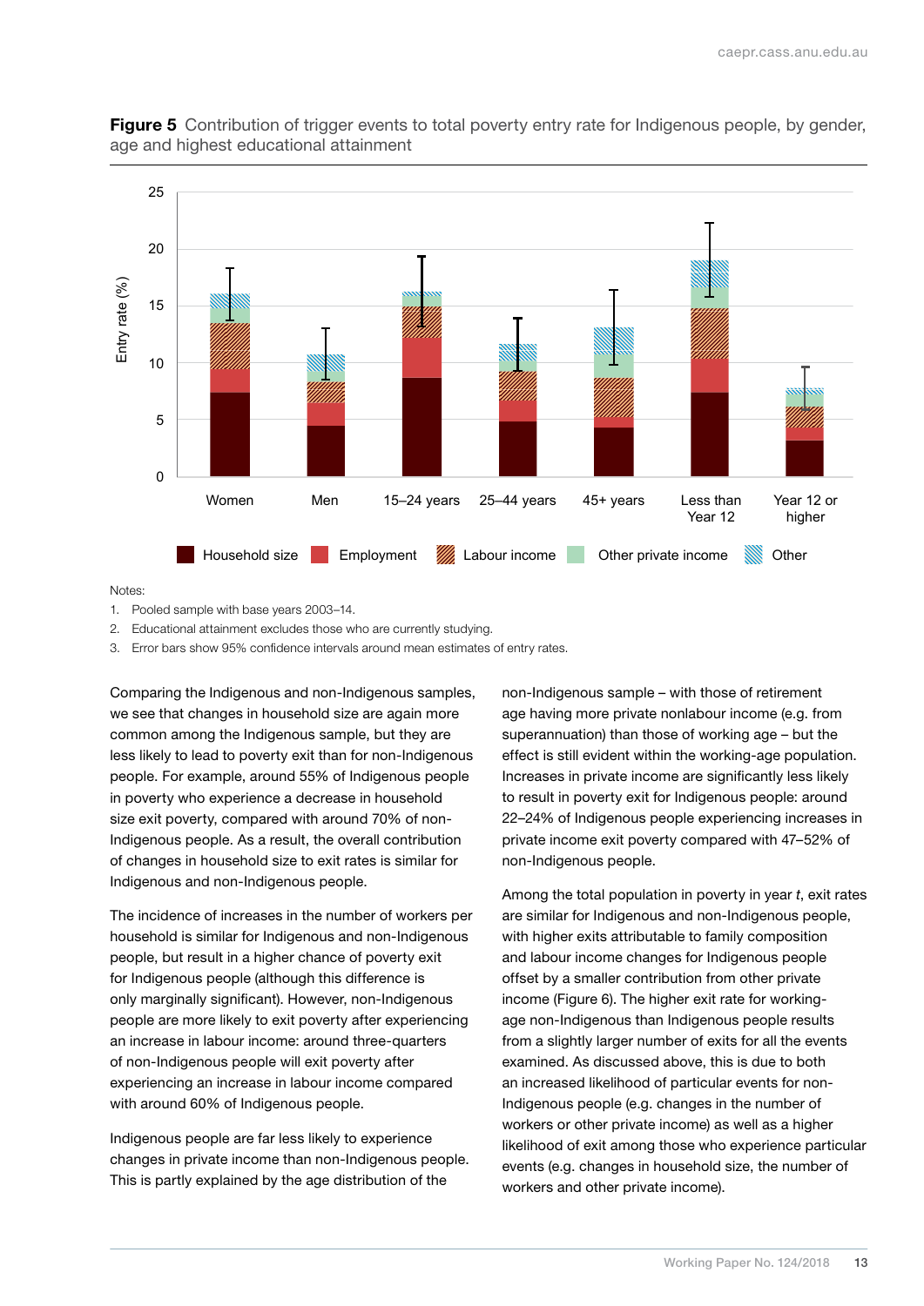**Figure 5** Contribution of trigger events to total poverty entry rate for Indigenous people, by gender, age and highest educational attainment

Notes:

1. Pooled sample with base years 2003–14.
2. Educational attainment excludes those who are currently studying.
3. Error bars show 95% confidence intervals around mean estimates of entry rates.

Comparing the Indigenous and non-Indigenous samples, we see that changes in household size are again more common among the Indigenous sample, but they are less likely to lead to poverty exit than for non-Indigenous people. For example, around 55% of Indigenous people in poverty who experience a decrease in household size exit poverty, compared with around 70% of non-Indigenous people. As a result, the overall contribution of changes in household size to exit rates is similar for Indigenous and non-Indigenous people.

The incidence of increases in the number of workers per household is similar for Indigenous and non-Indigenous people, but result in a higher chance of poverty exit for Indigenous people (although this difference is only marginally significant). However, non-Indigenous people are more likely to exit poverty after experiencing an increase in labour income: around three-quarters of non-Indigenous people will exit poverty after experiencing an increase in labour income compared with around 60% of Indigenous people.

Indigenous people are far less likely to experience changes in private income than non-Indigenous people. This is partly explained by the age distribution of the non-Indigenous sample – with those of retirement age having more private nonlabour income (e.g. from superannuation) than those of working age – but the effect is still evident within the working-age population. Increases in private income are significantly less likely to result in poverty exit for Indigenous people: around 22–24% of Indigenous people experiencing increases in private income exit poverty compared with 47–52% of non-Indigenous people.

Among the total population in poverty in year *t*, exit rates are similar for Indigenous and non-Indigenous people, with higher exits attributable to family composition and labour income changes for Indigenous people offset by a smaller contribution from other private income (Figure 6). The higher exit rate for working-age non-Indigenous than Indigenous people results from a slightly larger number of exits for all the events examined. As discussed above, this is due to both an increased likelihood of particular events for non-Indigenous people (e.g. changes in the number of workers or other private income) as well as a higher likelihood of exit among those who experience particular events (e.g. changes in household size, the number of workers and other private income).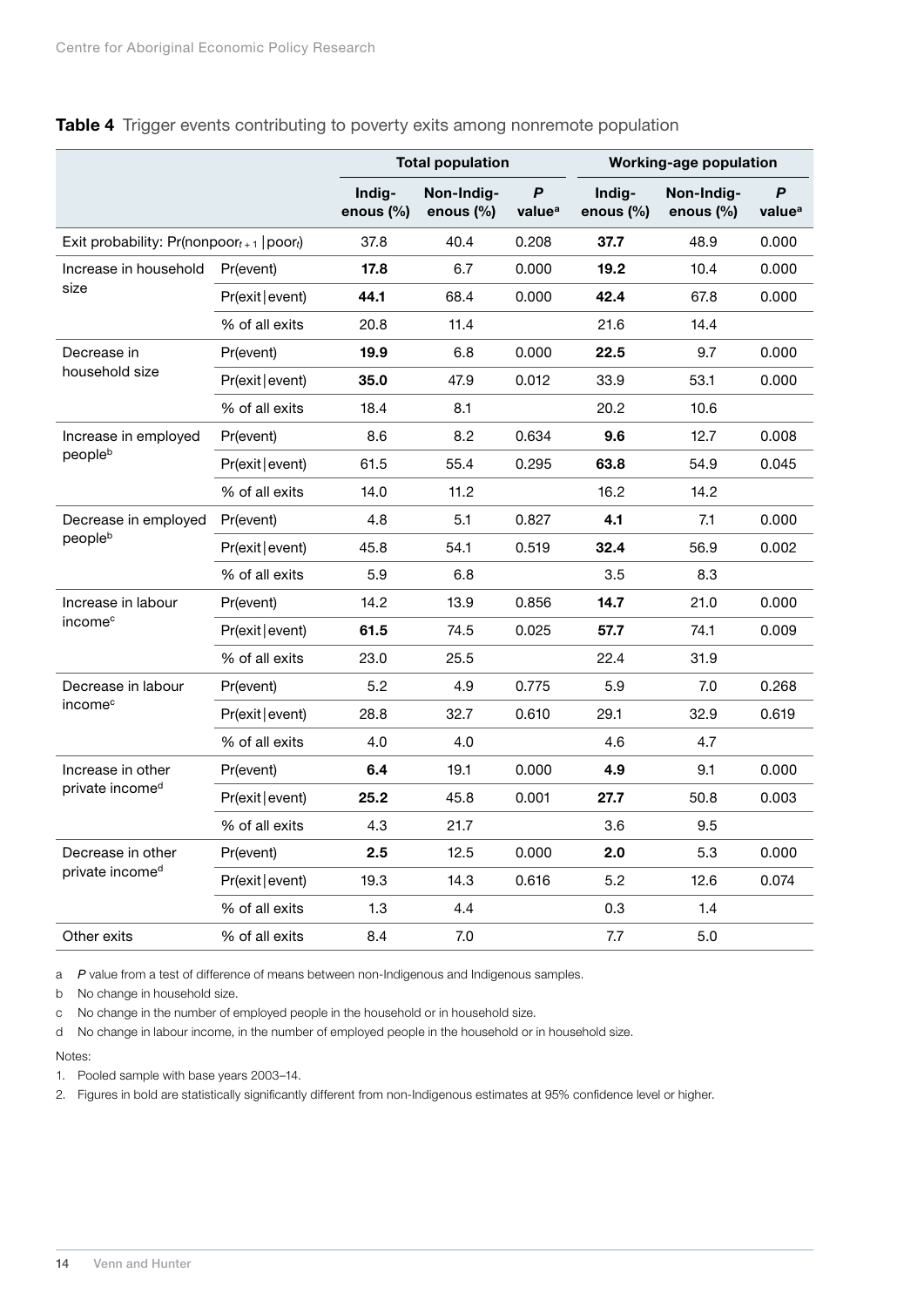**Table 4** Trigger events contributing to poverty exits among nonremote population

| | | Total population | | | Working-age population | | |
|---|---|---|---|---|---|---|---|
| | | Indig-enous (%) | Non-Indig-enous (%) | *P* value[a] | Indig-enous (%) | Non-Indig-enous (%) | *P* value[a] |
| Exit probability: Pr(nonpoor$_{t+1}$ \| poor$_t$) | | 37.8 | 40.4 | 0.208 | **37.7** | 48.9 | 0.000 |
| Increase in household size | Pr(event) | **17.8** | 6.7 | 0.000 | **19.2** | 10.4 | 0.000 |
| | Pr(exit \| event) | **44.1** | 68.4 | 0.000 | **42.4** | 67.8 | 0.000 |
| | % of all exits | 20.8 | 11.4 | | 21.6 | 14.4 | |
| Decrease in household size | Pr(event) | **19.9** | 6.8 | 0.000 | **22.5** | 9.7 | 0.000 |
| | Pr(exit \| event) | **35.0** | 47.9 | 0.012 | 33.9 | 53.1 | 0.000 |
| | % of all exits | 18.4 | 8.1 | | 20.2 | 10.6 | |
| Increase in employed people[b] | Pr(event) | 8.6 | 8.2 | 0.634 | **9.6** | 12.7 | 0.008 |
| | Pr(exit \| event) | 61.5 | 55.4 | 0.295 | **63.8** | 54.9 | 0.045 |
| | % of all exits | 14.0 | 11.2 | | 16.2 | 14.2 | |
| Decrease in employed people[b] | Pr(event) | 4.8 | 5.1 | 0.827 | **4.1** | 7.1 | 0.000 |
| | Pr(exit \| event) | 45.8 | 54.1 | 0.519 | **32.4** | 56.9 | 0.002 |
| | % of all exits | 5.9 | 6.8 | | 3.5 | 8.3 | |
| Increase in labour income[c] | Pr(event) | 14.2 | 13.9 | 0.856 | **14.7** | 21.0 | 0.000 |
| | Pr(exit \| event) | **61.5** | 74.5 | 0.025 | **57.7** | 74.1 | 0.009 |
| | % of all exits | 23.0 | 25.5 | | 22.4 | 31.9 | |
| Decrease in labour income[c] | Pr(event) | 5.2 | 4.9 | 0.775 | 5.9 | 7.0 | 0.268 |
| | Pr(exit \| event) | 28.8 | 32.7 | 0.610 | 29.1 | 32.9 | 0.619 |
| | % of all exits | 4.0 | 4.0 | | 4.6 | 4.7 | |
| Increase in other private income[d] | Pr(event) | **6.4** | 19.1 | 0.000 | **4.9** | 9.1 | 0.000 |
| | Pr(exit \| event) | **25.2** | 45.8 | 0.001 | **27.7** | 50.8 | 0.003 |
| | % of all exits | 4.3 | 21.7 | | 3.6 | 9.5 | |
| Decrease in other private income[d] | Pr(event) | **2.5** | 12.5 | 0.000 | **2.0** | 5.3 | 0.000 |
| | Pr(exit \| event) | 19.3 | 14.3 | 0.616 | 5.2 | 12.6 | 0.074 |
| | % of all exits | 1.3 | 4.4 | | 0.3 | 1.4 | |
| Other exits | % of all exits | 8.4 | 7.0 | | 7.7 | 5.0 | |

a *P* value from a test of difference of means between non-Indigenous and Indigenous samples.

b No change in household size.

c No change in the number of employed people in the household or in household size.

d No change in labour income, in the number of employed people in the household or in household size.

Notes:

1. Pooled sample with base years 2003–14.
2. Figures in bold are statistically significantly different from non-Indigenous estimates at 95% confidence level or higher.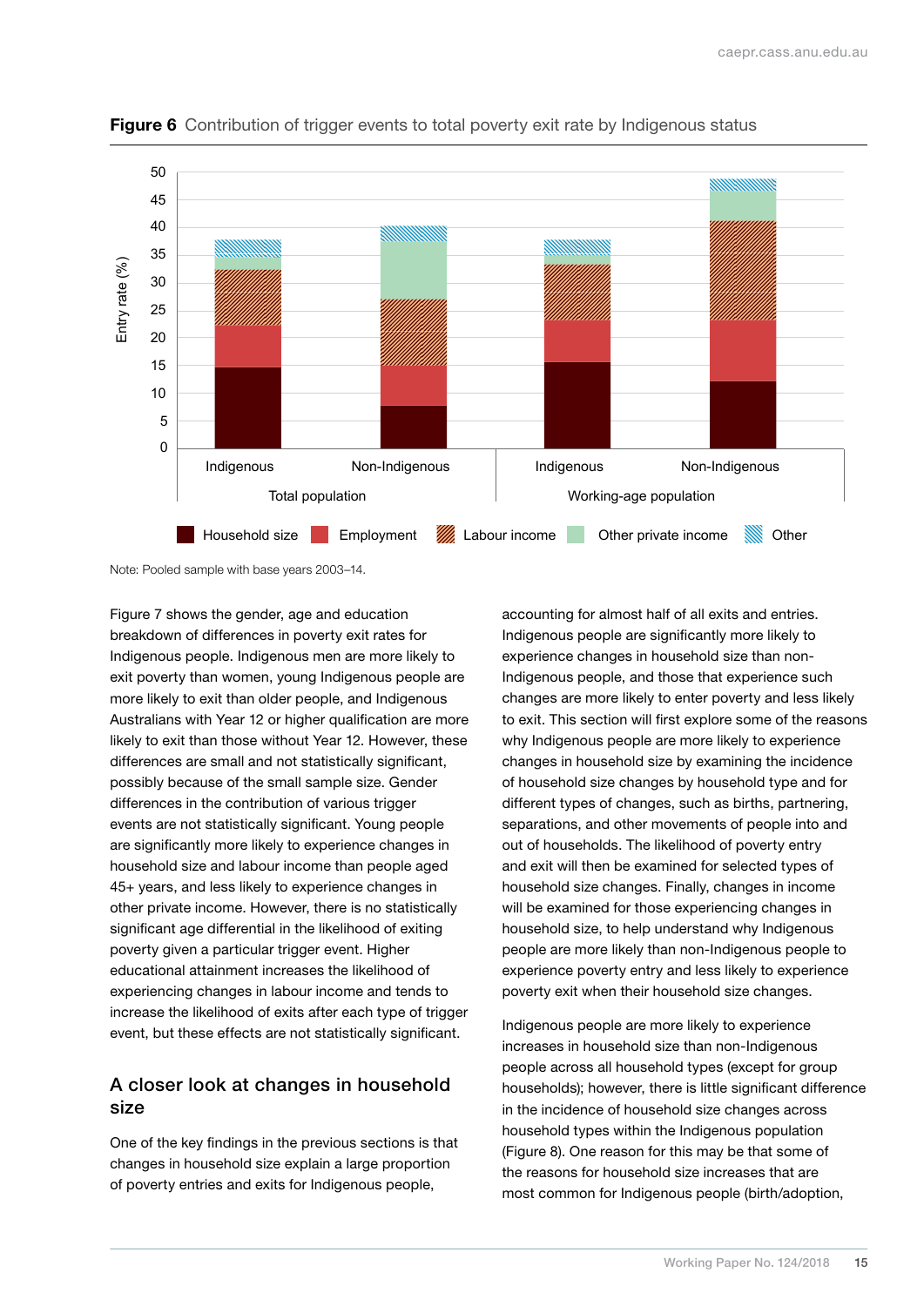**Figure 6** Contribution of trigger events to total poverty exit rate by Indigenous status

Note: Pooled sample with base years 2003–14.

Figure 7 shows the gender, age and education breakdown of differences in poverty exit rates for Indigenous people. Indigenous men are more likely to exit poverty than women, young Indigenous people are more likely to exit than older people, and Indigenous Australians with Year 12 or higher qualification are more likely to exit than those without Year 12. However, these differences are small and not statistically significant, possibly because of the small sample size. Gender differences in the contribution of various trigger events are not statistically significant. Young people are significantly more likely to experience changes in household size and labour income than people aged 45+ years, and less likely to experience changes in other private income. However, there is no statistically significant age differential in the likelihood of exiting poverty given a particular trigger event. Higher educational attainment increases the likelihood of experiencing changes in labour income and tends to increase the likelihood of exits after each type of trigger event, but these effects are not statistically significant.

## A closer look at changes in household size

One of the key findings in the previous sections is that changes in household size explain a large proportion of poverty entries and exits for Indigenous people, accounting for almost half of all exits and entries. Indigenous people are significantly more likely to experience changes in household size than non-Indigenous people, and those that experience such changes are more likely to enter poverty and less likely to exit. This section will first explore some of the reasons why Indigenous people are more likely to experience changes in household size by examining the incidence of household size changes by household type and for different types of changes, such as births, partnering, separations, and other movements of people into and out of households. The likelihood of poverty entry and exit will then be examined for selected types of household size changes. Finally, changes in income will be examined for those experiencing changes in household size, to help understand why Indigenous people are more likely than non-Indigenous people to experience poverty entry and less likely to experience poverty exit when their household size changes.

Indigenous people are more likely to experience increases in household size than non-Indigenous people across all household types (except for group households); however, there is little significant difference in the incidence of household size changes across household types within the Indigenous population (Figure 8). One reason for this may be that some of the reasons for household size increases that are most common for Indigenous people (birth/adoption,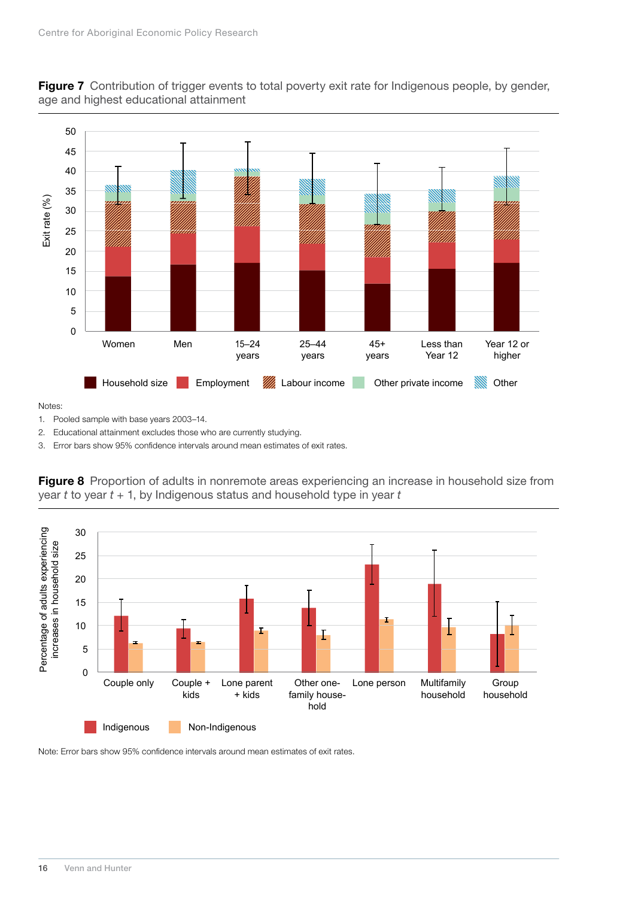**Figure 7** Contribution of trigger events to total poverty exit rate for Indigenous people, by gender, age and highest educational attainment

Notes:

1. Pooled sample with base years 2003–14.
2. Educational attainment excludes those who are currently studying.
3. Error bars show 95% confidence intervals around mean estimates of exit rates.

**Figure 8** Proportion of adults in nonremote areas experiencing an increase in household size from year $t$ to year $t$ + 1, by Indigenous status and household type in year $t$

Note: Error bars show 95% confidence intervals around mean estimates of exit rates.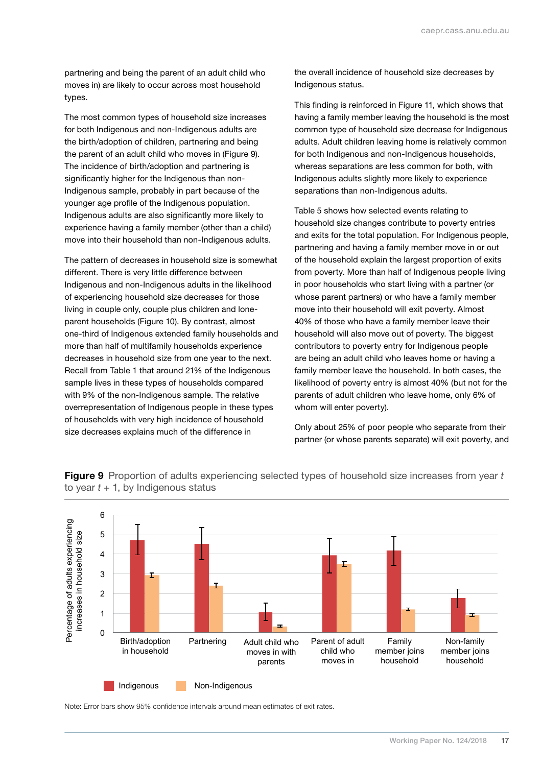partnering and being the parent of an adult child who moves in) are likely to occur across most household types.

The most common types of household size increases for both Indigenous and non-Indigenous adults are the birth/adoption of children, partnering and being the parent of an adult child who moves in (Figure 9). The incidence of birth/adoption and partnering is significantly higher for the Indigenous than non-Indigenous sample, probably in part because of the younger age profile of the Indigenous population. Indigenous adults are also significantly more likely to experience having a family member (other than a child) move into their household than non-Indigenous adults.

The pattern of decreases in household size is somewhat different. There is very little difference between Indigenous and non-Indigenous adults in the likelihood of experiencing household size decreases for those living in couple only, couple plus children and lone-parent households (Figure 10). By contrast, almost one-third of Indigenous extended family households and more than half of multifamily households experience decreases in household size from one year to the next. Recall from Table 1 that around 21% of the Indigenous sample lives in these types of households compared with 9% of the non-Indigenous sample. The relative overrepresentation of Indigenous people in these types of households with very high incidence of household size decreases explains much of the difference in the overall incidence of household size decreases by Indigenous status.

This finding is reinforced in Figure 11, which shows that having a family member leaving the household is the most common type of household size decrease for Indigenous adults. Adult children leaving home is relatively common for both Indigenous and non-Indigenous households, whereas separations are less common for both, with Indigenous adults slightly more likely to experience separations than non-Indigenous adults.

Table 5 shows how selected events relating to household size changes contribute to poverty entries and exits for the total population. For Indigenous people, partnering and having a family member move in or out of the household explain the largest proportion of exits from poverty. More than half of Indigenous people living in poor households who start living with a partner (or whose parent partners) or who have a family member move into their household will exit poverty. Almost 40% of those who have a family member leave their household will also move out of poverty. The biggest contributors to poverty entry for Indigenous people are being an adult child who leaves home or having a family member leave the household. In both cases, the likelihood of poverty entry is almost 40% (but not for the parents of adult children who leave home, only 6% of whom will enter poverty).

Only about 25% of poor people who separate from their partner (or whose parents separate) will exit poverty, and

**Figure 9** Proportion of adults experiencing selected types of household size increases from year *t* to year *t* + 1, by Indigenous status

Note: Error bars show 95% confidence intervals around mean estimates of exit rates.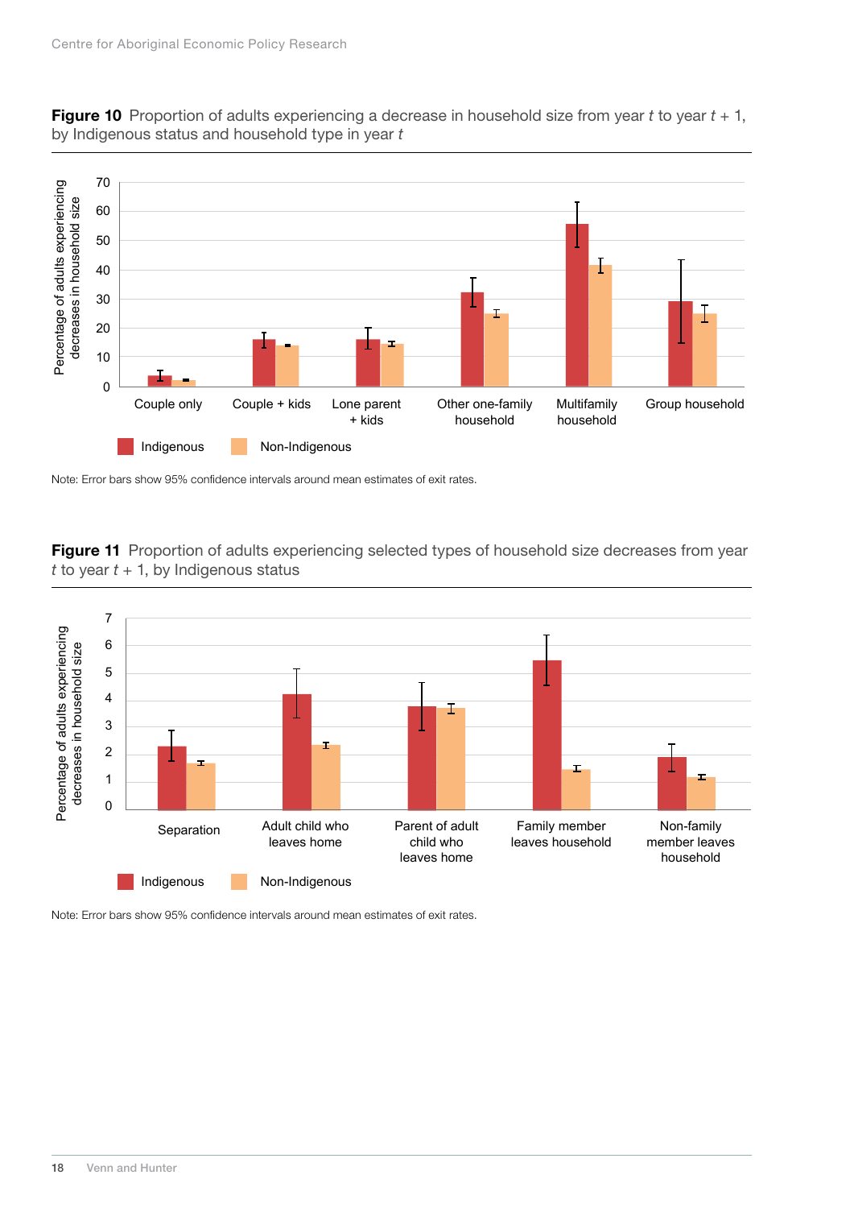**Figure 10** Proportion of adults experiencing a decrease in household size from year $t$ to year $t + 1$, by Indigenous status and household type in year $t$

Note: Error bars show 95% confidence intervals around mean estimates of exit rates.

**Figure 11** Proportion of adults experiencing selected types of household size decreases from year $t$ to year $t + 1$, by Indigenous status

Note: Error bars show 95% confidence intervals around mean estimates of exit rates.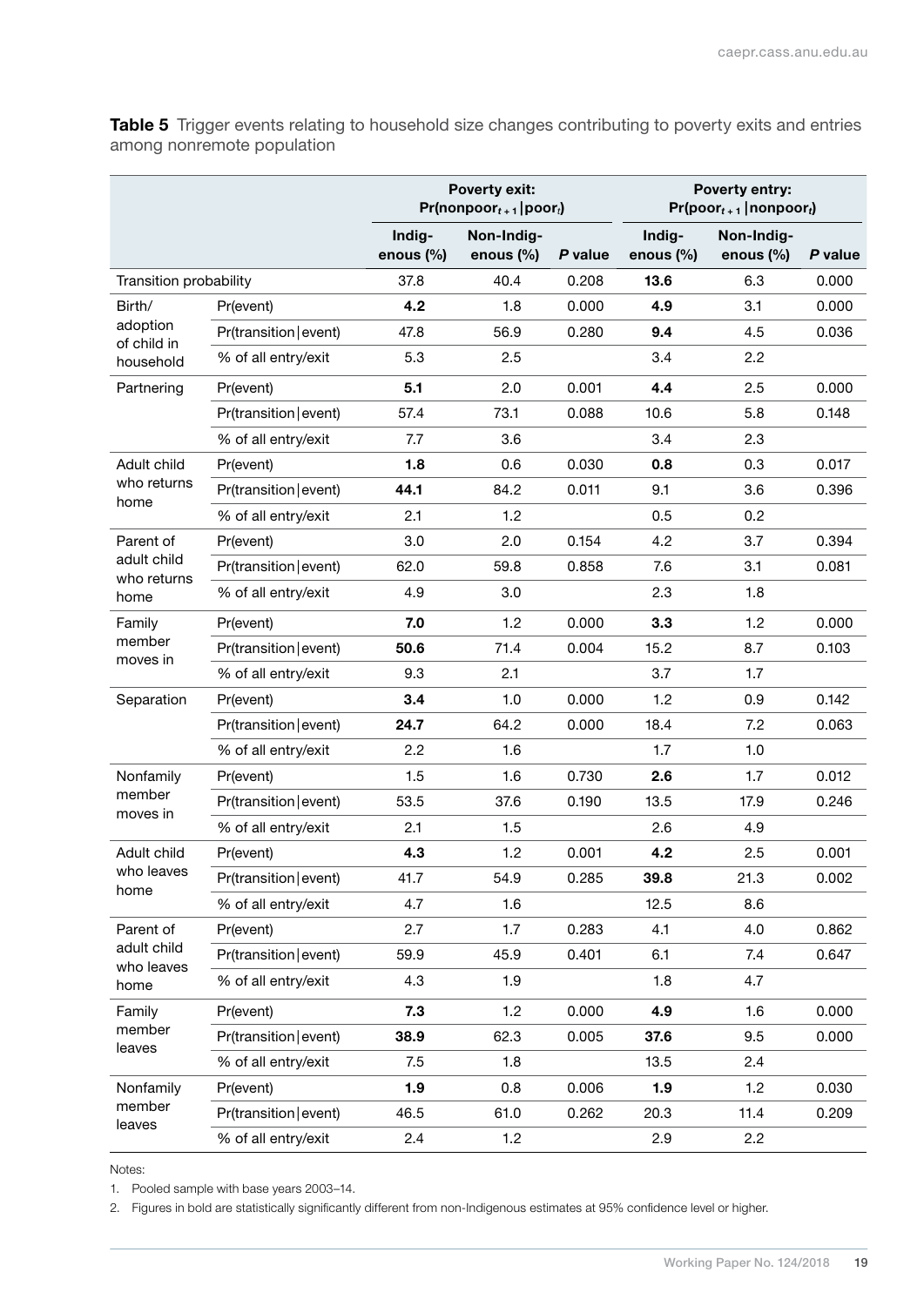**Table 5** Trigger events relating to household size changes contributing to poverty exits and entries among nonremote population

| | | Poverty exit: $Pr(nonpoor_{t+1} \mid poor_t)$ | | | Poverty entry: $Pr(poor_{t+1} \mid nonpoor_t)$ | | |
|---|---|---|---|---|---|---|---|
| | | Indigenous (%) | Non-Indigenous (%) | *P* value | Indigenous (%) | Non-Indigenous (%) | *P* value |
| Transition probability | | 37.8 | 40.4 | 0.208 | **13.6** | 6.3 | 0.000 |
| Birth/adoption of child in household | Pr(event) | **4.2** | 1.8 | 0.000 | **4.9** | 3.1 | 0.000 |
| | Pr(transition\|event) | 47.8 | 56.9 | 0.280 | **9.4** | 4.5 | 0.036 |
| | % of all entry/exit | 5.3 | 2.5 | | 3.4 | 2.2 | |
| Partnering | Pr(event) | **5.1** | 2.0 | 0.001 | **4.4** | 2.5 | 0.000 |
| | Pr(transition\|event) | 57.4 | 73.1 | 0.088 | 10.6 | 5.8 | 0.148 |
| | % of all entry/exit | 7.7 | 3.6 | | 3.4 | 2.3 | |
| Adult child who returns home | Pr(event) | **1.8** | 0.6 | 0.030 | **0.8** | 0.3 | 0.017 |
| | Pr(transition\|event) | **44.1** | 84.2 | 0.011 | 9.1 | 3.6 | 0.396 |
| | % of all entry/exit | 2.1 | 1.2 | | 0.5 | 0.2 | |
| Parent of adult child who returns home | Pr(event) | 3.0 | 2.0 | 0.154 | 4.2 | 3.7 | 0.394 |
| | Pr(transition\|event) | 62.0 | 59.8 | 0.858 | 7.6 | 3.1 | 0.081 |
| | % of all entry/exit | 4.9 | 3.0 | | 2.3 | 1.8 | |
| Family member moves in | Pr(event) | **7.0** | 1.2 | 0.000 | **3.3** | 1.2 | 0.000 |
| | Pr(transition\|event) | **50.6** | 71.4 | 0.004 | 15.2 | 8.7 | 0.103 |
| | % of all entry/exit | 9.3 | 2.1 | | 3.7 | 1.7 | |
| Separation | Pr(event) | **3.4** | 1.0 | 0.000 | 1.2 | 0.9 | 0.142 |
| | Pr(transition\|event) | **24.7** | 64.2 | 0.000 | 18.4 | 7.2 | 0.063 |
| | % of all entry/exit | 2.2 | 1.6 | | 1.7 | 1.0 | |
| Nonfamily member moves in | Pr(event) | 1.5 | 1.6 | 0.730 | **2.6** | 1.7 | 0.012 |
| | Pr(transition\|event) | 53.5 | 37.6 | 0.190 | 13.5 | 17.9 | 0.246 |
| | % of all entry/exit | 2.1 | 1.5 | | 2.6 | 4.9 | |
| Adult child who leaves home | Pr(event) | **4.3** | 1.2 | 0.001 | **4.2** | 2.5 | 0.001 |
| | Pr(transition\|event) | 41.7 | 54.9 | 0.285 | **39.8** | 21.3 | 0.002 |
| | % of all entry/exit | 4.7 | 1.6 | | 12.5 | 8.6 | |
| Parent of adult child who leaves home | Pr(event) | 2.7 | 1.7 | 0.283 | 4.1 | 4.0 | 0.862 |
| | Pr(transition\|event) | 59.9 | 45.9 | 0.401 | 6.1 | 7.4 | 0.647 |
| | % of all entry/exit | 4.3 | 1.9 | | 1.8 | 4.7 | |
| Family member leaves | Pr(event) | **7.3** | 1.2 | 0.000 | **4.9** | 1.6 | 0.000 |
| | Pr(transition\|event) | **38.9** | 62.3 | 0.005 | **37.6** | 9.5 | 0.000 |
| | % of all entry/exit | 7.5 | 1.8 | | 13.5 | 2.4 | |
| Nonfamily member leaves | Pr(event) | **1.9** | 0.8 | 0.006 | **1.9** | 1.2 | 0.030 |
| | Pr(transition\|event) | 46.5 | 61.0 | 0.262 | 20.3 | 11.4 | 0.209 |
| | % of all entry/exit | 2.4 | 1.2 | | 2.9 | 2.2 | |

Notes:

1. Pooled sample with base years 2003–14.
2. Figures in bold are statistically significantly different from non-Indigenous estimates at 95% confidence level or higher.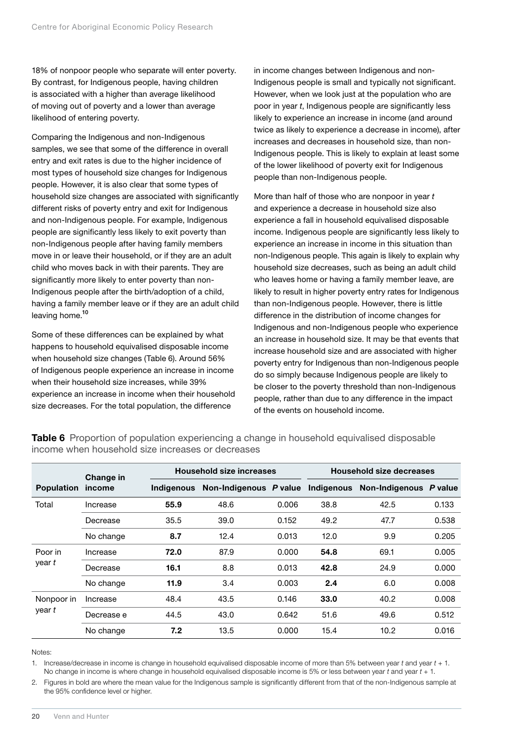18% of nonpoor people who separate will enter poverty. By contrast, for Indigenous people, having children is associated with a higher than average likelihood of moving out of poverty and a lower than average likelihood of entering poverty.

Comparing the Indigenous and non-Indigenous samples, we see that some of the difference in overall entry and exit rates is due to the higher incidence of most types of household size changes for Indigenous people. However, it is also clear that some types of household size changes are associated with significantly different risks of poverty entry and exit for Indigenous and non-Indigenous people. For example, Indigenous people are significantly less likely to exit poverty than non-Indigenous people after having family members move in or leave their household, or if they are an adult child who moves back in with their parents. They are significantly more likely to enter poverty than non-Indigenous people after the birth/adoption of a child, having a family member leave or if they are an adult child leaving home.[10]

Some of these differences can be explained by what happens to household equivalised disposable income when household size changes (Table 6). Around 56% of Indigenous people experience an increase in income when their household size increases, while 39% experience an increase in income when their household size decreases. For the total population, the difference in income changes between Indigenous and non-Indigenous people is small and typically not significant. However, when we look just at the population who are poor in year *t*, Indigenous people are significantly less likely to experience an increase in income (and around twice as likely to experience a decrease in income), after increases and decreases in household size, than non-Indigenous people. This is likely to explain at least some of the lower likelihood of poverty exit for Indigenous people than non-Indigenous people.

More than half of those who are nonpoor in year *t* and experience a decrease in household size also experience a fall in household equivalised disposable income. Indigenous people are significantly less likely to experience an increase in income in this situation than non-Indigenous people. This again is likely to explain why household size decreases, such as being an adult child who leaves home or having a family member leave, are likely to result in higher poverty entry rates for Indigenous than non-Indigenous people. However, there is little difference in the distribution of income changes for Indigenous and non-Indigenous people who experience an increase in household size. It may be that events that increase household size and are associated with higher poverty entry for Indigenous than non-Indigenous people do so simply because Indigenous people are likely to be closer to the poverty threshold than non-Indigenous people, rather than due to any difference in the impact of the events on household income.

**Table 6** Proportion of population experiencing a change in household equivalised disposable income when household size increases or decreases

| Population | Change in income | Household size increases | | | Household size decreases | | |
|---|---|---|---|---|---|---|---|
| | | Indigenous | Non-Indigenous | *P* value | Indigenous | Non-Indigenous | *P* value |
| Total | Increase | **55.9** | 48.6 | 0.006 | 38.8 | 42.5 | 0.133 |
| | Decrease | 35.5 | 39.0 | 0.152 | 49.2 | 47.7 | 0.538 |
| | No change | **8.7** | 12.4 | 0.013 | 12.0 | 9.9 | 0.205 |
| Poor in year *t* | Increase | **72.0** | 87.9 | 0.000 | **54.8** | 69.1 | 0.005 |
| | Decrease | **16.1** | 8.8 | 0.013 | **42.8** | 24.9 | 0.000 |
| | No change | **11.9** | 3.4 | 0.003 | **2.4** | 6.0 | 0.008 |
| Nonpoor in year *t* | Increase | 48.4 | 43.5 | 0.146 | **33.0** | 40.2 | 0.008 |
| | Decrease e | 44.5 | 43.0 | 0.642 | 51.6 | 49.6 | 0.512 |
| | No change | **7.2** | 13.5 | 0.000 | 15.4 | 10.2 | 0.016 |

Notes:

1. Increase/decrease in income is change in household equivalised disposable income of more than 5% between year *t* and year *t* + 1. No change in income is where change in household equivalised disposable income is 5% or less between year *t* and year *t* + 1.
2. Figures in bold are where the mean value for the Indigenous sample is significantly different from that of the non-Indigenous sample at the 95% confidence level or higher.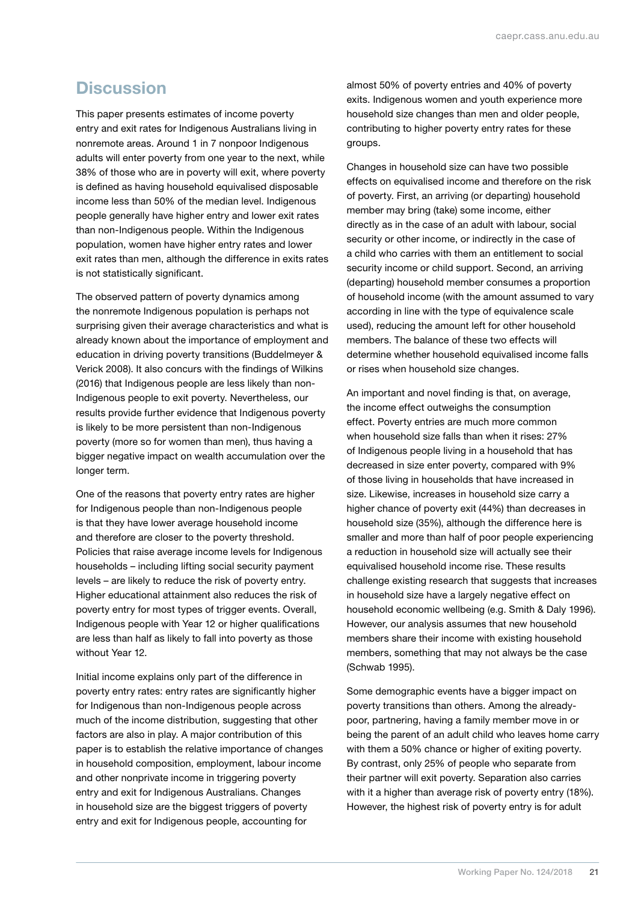## Discussion

This paper presents estimates of income poverty entry and exit rates for Indigenous Australians living in nonremote areas. Around 1 in 7 nonpoor Indigenous adults will enter poverty from one year to the next, while 38% of those who are in poverty will exit, where poverty is defined as having household equivalised disposable income less than 50% of the median level. Indigenous people generally have higher entry and lower exit rates than non-Indigenous people. Within the Indigenous population, women have higher entry rates and lower exit rates than men, although the difference in exits rates is not statistically significant.

The observed pattern of poverty dynamics among the nonremote Indigenous population is perhaps not surprising given their average characteristics and what is already known about the importance of employment and education in driving poverty transitions (Buddelmeyer & Verick 2008). It also concurs with the findings of Wilkins (2016) that Indigenous people are less likely than non-Indigenous people to exit poverty. Nevertheless, our results provide further evidence that Indigenous poverty is likely to be more persistent than non-Indigenous poverty (more so for women than men), thus having a bigger negative impact on wealth accumulation over the longer term.

One of the reasons that poverty entry rates are higher for Indigenous people than non-Indigenous people is that they have lower average household income and therefore are closer to the poverty threshold. Policies that raise average income levels for Indigenous households – including lifting social security payment levels – are likely to reduce the risk of poverty entry. Higher educational attainment also reduces the risk of poverty entry for most types of trigger events. Overall, Indigenous people with Year 12 or higher qualifications are less than half as likely to fall into poverty as those without Year 12.

Initial income explains only part of the difference in poverty entry rates: entry rates are significantly higher for Indigenous than non-Indigenous people across much of the income distribution, suggesting that other factors are also in play. A major contribution of this paper is to establish the relative importance of changes in household composition, employment, labour income and other nonprivate income in triggering poverty entry and exit for Indigenous Australians. Changes in household size are the biggest triggers of poverty entry and exit for Indigenous people, accounting for almost 50% of poverty entries and 40% of poverty exits. Indigenous women and youth experience more household size changes than men and older people, contributing to higher poverty entry rates for these groups.

Changes in household size can have two possible effects on equivalised income and therefore on the risk of poverty. First, an arriving (or departing) household member may bring (take) some income, either directly as in the case of an adult with labour, social security or other income, or indirectly in the case of a child who carries with them an entitlement to social security income or child support. Second, an arriving (departing) household member consumes a proportion of household income (with the amount assumed to vary according in line with the type of equivalence scale used), reducing the amount left for other household members. The balance of these two effects will determine whether household equivalised income falls or rises when household size changes.

An important and novel finding is that, on average, the income effect outweighs the consumption effect. Poverty entries are much more common when household size falls than when it rises: 27% of Indigenous people living in a household that has decreased in size enter poverty, compared with 9% of those living in households that have increased in size. Likewise, increases in household size carry a higher chance of poverty exit (44%) than decreases in household size (35%), although the difference here is smaller and more than half of poor people experiencing a reduction in household size will actually see their equivalised household income rise. These results challenge existing research that suggests that increases in household size have a largely negative effect on household economic wellbeing (e.g. Smith & Daly 1996). However, our analysis assumes that new household members share their income with existing household members, something that may not always be the case (Schwab 1995).

Some demographic events have a bigger impact on poverty transitions than others. Among the already-poor, partnering, having a family member move in or being the parent of an adult child who leaves home carry with them a 50% chance or higher of exiting poverty. By contrast, only 25% of people who separate from their partner will exit poverty. Separation also carries with it a higher than average risk of poverty entry (18%). However, the highest risk of poverty entry is for adult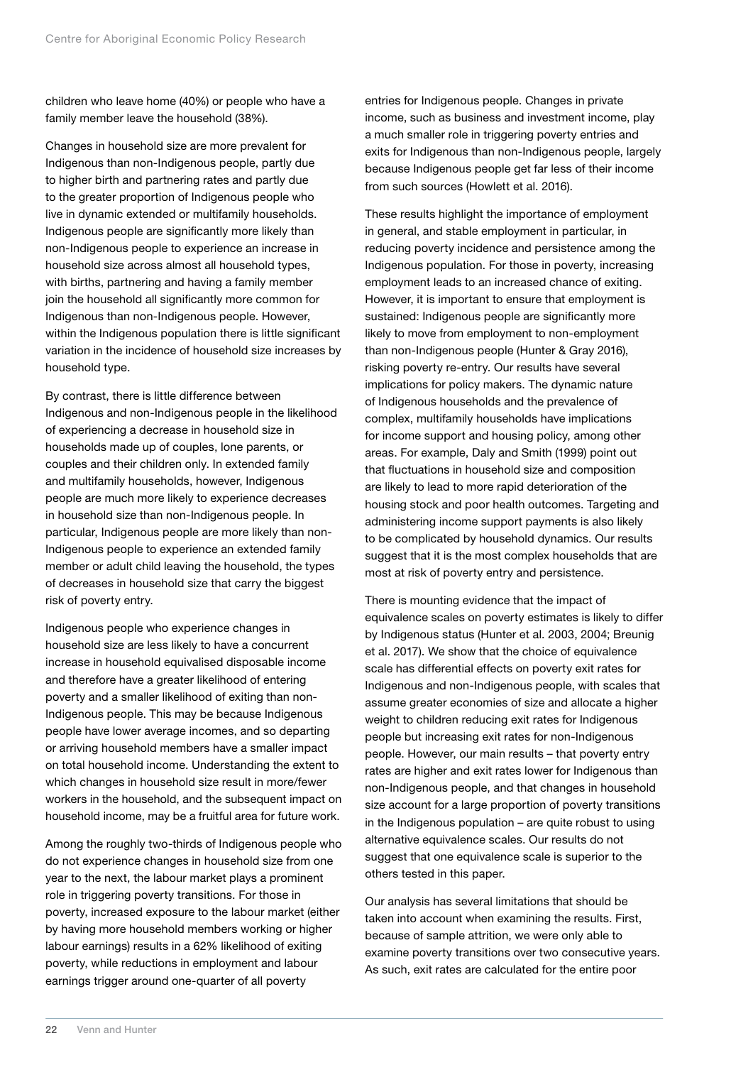children who leave home (40%) or people who have a family member leave the household (38%).

Changes in household size are more prevalent for Indigenous than non-Indigenous people, partly due to higher birth and partnering rates and partly due to the greater proportion of Indigenous people who live in dynamic extended or multifamily households. Indigenous people are significantly more likely than non-Indigenous people to experience an increase in household size across almost all household types, with births, partnering and having a family member join the household all significantly more common for Indigenous than non-Indigenous people. However, within the Indigenous population there is little significant variation in the incidence of household size increases by household type.

By contrast, there is little difference between Indigenous and non-Indigenous people in the likelihood of experiencing a decrease in household size in households made up of couples, lone parents, or couples and their children only. In extended family and multifamily households, however, Indigenous people are much more likely to experience decreases in household size than non-Indigenous people. In particular, Indigenous people are more likely than non-Indigenous people to experience an extended family member or adult child leaving the household, the types of decreases in household size that carry the biggest risk of poverty entry.

Indigenous people who experience changes in household size are less likely to have a concurrent increase in household equivalised disposable income and therefore have a greater likelihood of entering poverty and a smaller likelihood of exiting than non-Indigenous people. This may be because Indigenous people have lower average incomes, and so departing or arriving household members have a smaller impact on total household income. Understanding the extent to which changes in household size result in more/fewer workers in the household, and the subsequent impact on household income, may be a fruitful area for future work.

Among the roughly two-thirds of Indigenous people who do not experience changes in household size from one year to the next, the labour market plays a prominent role in triggering poverty transitions. For those in poverty, increased exposure to the labour market (either by having more household members working or higher labour earnings) results in a 62% likelihood of exiting poverty, while reductions in employment and labour earnings trigger around one-quarter of all poverty entries for Indigenous people. Changes in private income, such as business and investment income, play a much smaller role in triggering poverty entries and exits for Indigenous than non-Indigenous people, largely because Indigenous people get far less of their income from such sources (Howlett et al. 2016).

These results highlight the importance of employment in general, and stable employment in particular, in reducing poverty incidence and persistence among the Indigenous population. For those in poverty, increasing employment leads to an increased chance of exiting. However, it is important to ensure that employment is sustained: Indigenous people are significantly more likely to move from employment to non-employment than non-Indigenous people (Hunter & Gray 2016), risking poverty re-entry. Our results have several implications for policy makers. The dynamic nature of Indigenous households and the prevalence of complex, multifamily households have implications for income support and housing policy, among other areas. For example, Daly and Smith (1999) point out that fluctuations in household size and composition are likely to lead to more rapid deterioration of the housing stock and poor health outcomes. Targeting and administering income support payments is also likely to be complicated by household dynamics. Our results suggest that it is the most complex households that are most at risk of poverty entry and persistence.

There is mounting evidence that the impact of equivalence scales on poverty estimates is likely to differ by Indigenous status (Hunter et al. 2003, 2004; Breunig et al. 2017). We show that the choice of equivalence scale has differential effects on poverty exit rates for Indigenous and non-Indigenous people, with scales that assume greater economies of size and allocate a higher weight to children reducing exit rates for Indigenous people but increasing exit rates for non-Indigenous people. However, our main results – that poverty entry rates are higher and exit rates lower for Indigenous than non-Indigenous people, and that changes in household size account for a large proportion of poverty transitions in the Indigenous population – are quite robust to using alternative equivalence scales. Our results do not suggest that one equivalence scale is superior to the others tested in this paper.

Our analysis has several limitations that should be taken into account when examining the results. First, because of sample attrition, we were only able to examine poverty transitions over two consecutive years. As such, exit rates are calculated for the entire poor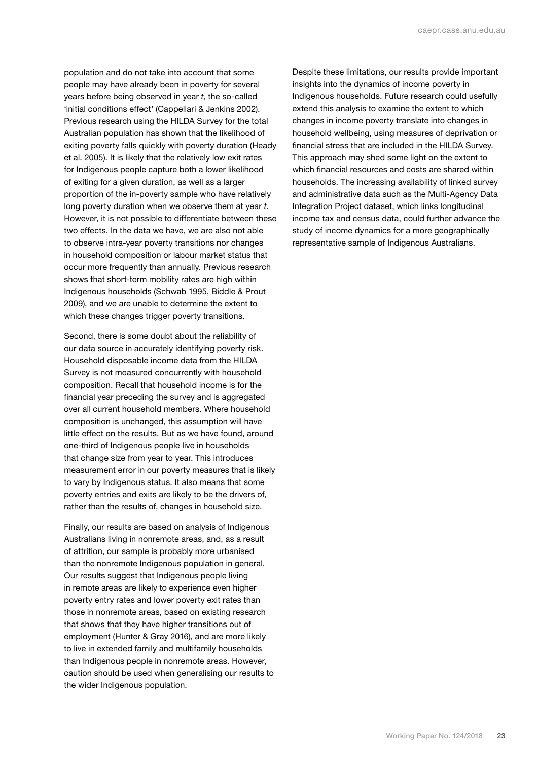population and do not take into account that some people may have already been in poverty for several years before being observed in year *t*, the so-called 'initial conditions effect' (Cappellari & Jenkins 2002). Previous research using the HILDA Survey for the total Australian population has shown that the likelihood of exiting poverty falls quickly with poverty duration (Heady et al. 2005). It is likely that the relatively low exit rates for Indigenous people capture both a lower likelihood of exiting for a given duration, as well as a larger proportion of the in-poverty sample who have relatively long poverty duration when we observe them at year *t*. However, it is not possible to differentiate between these two effects. In the data we have, we are also not able to observe intra-year poverty transitions nor changes in household composition or labour market status that occur more frequently than annually. Previous research shows that short-term mobility rates are high within Indigenous households (Schwab 1995, Biddle & Prout 2009), and we are unable to determine the extent to which these changes trigger poverty transitions.

Second, there is some doubt about the reliability of our data source in accurately identifying poverty risk. Household disposable income data from the HILDA Survey is not measured concurrently with household composition. Recall that household income is for the financial year preceding the survey and is aggregated over all current household members. Where household composition is unchanged, this assumption will have little effect on the results. But as we have found, around one-third of Indigenous people live in households that change size from year to year. This introduces measurement error in our poverty measures that is likely to vary by Indigenous status. It also means that some poverty entries and exits are likely to be the drivers of, rather than the results of, changes in household size.

Finally, our results are based on analysis of Indigenous Australians living in nonremote areas, and, as a result of attrition, our sample is probably more urbanised than the nonremote Indigenous population in general. Our results suggest that Indigenous people living in remote areas are likely to experience even higher poverty entry rates and lower poverty exit rates than those in nonremote areas, based on existing research that shows that they have higher transitions out of employment (Hunter & Gray 2016), and are more likely to live in extended family and multifamily households than Indigenous people in nonremote areas. However, caution should be used when generalising our results to the wider Indigenous population.

Despite these limitations, our results provide important insights into the dynamics of income poverty in Indigenous households. Future research could usefully extend this analysis to examine the extent to which changes in income poverty translate into changes in household wellbeing, using measures of deprivation or financial stress that are included in the HILDA Survey. This approach may shed some light on the extent to which financial resources and costs are shared within households. The increasing availability of linked survey and administrative data such as the Multi-Agency Data Integration Project dataset, which links longitudinal income tax and census data, could further advance the study of income dynamics for a more geographically representative sample of Indigenous Australians.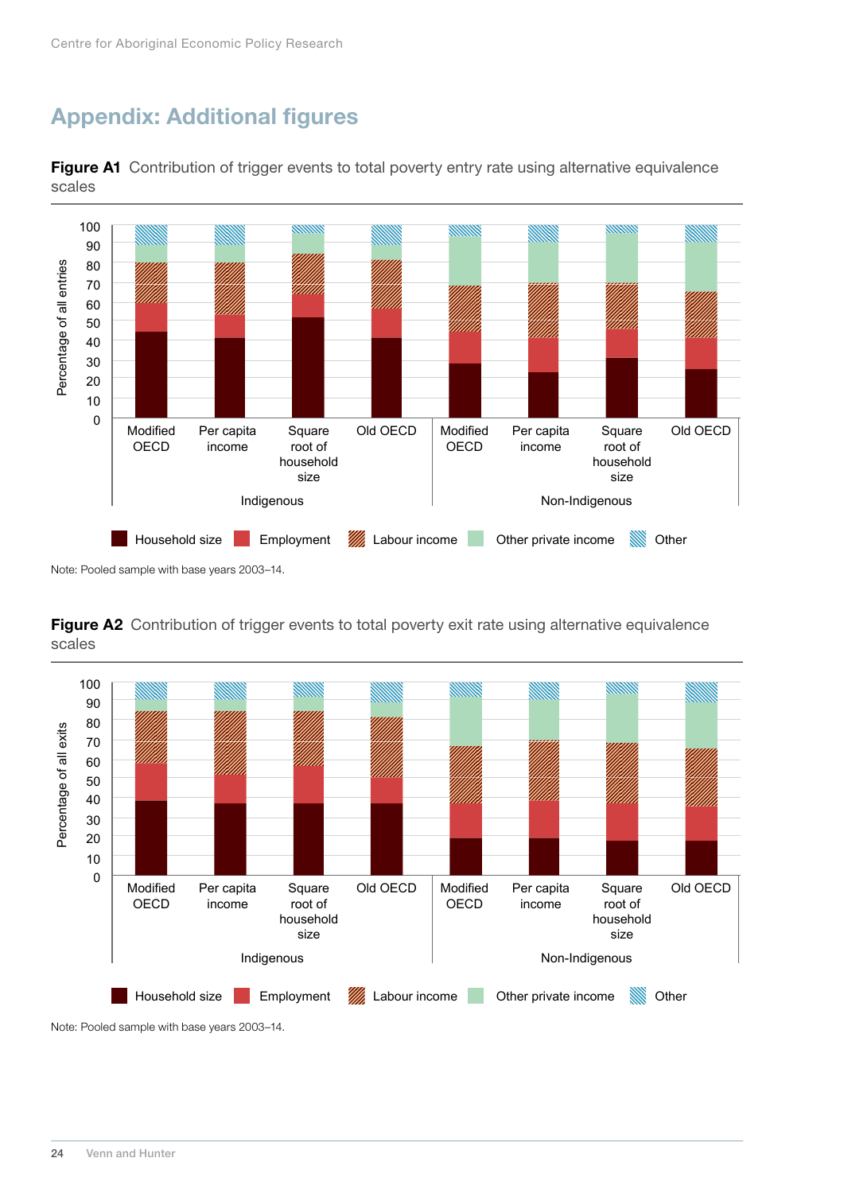# Appendix: Additional figures

**Figure A1** Contribution of trigger events to total poverty entry rate using alternative equivalence scales

Note: Pooled sample with base years 2003–14.

**Figure A2** Contribution of trigger events to total poverty exit rate using alternative equivalence scales

Note: Pooled sample with base years 2003–14.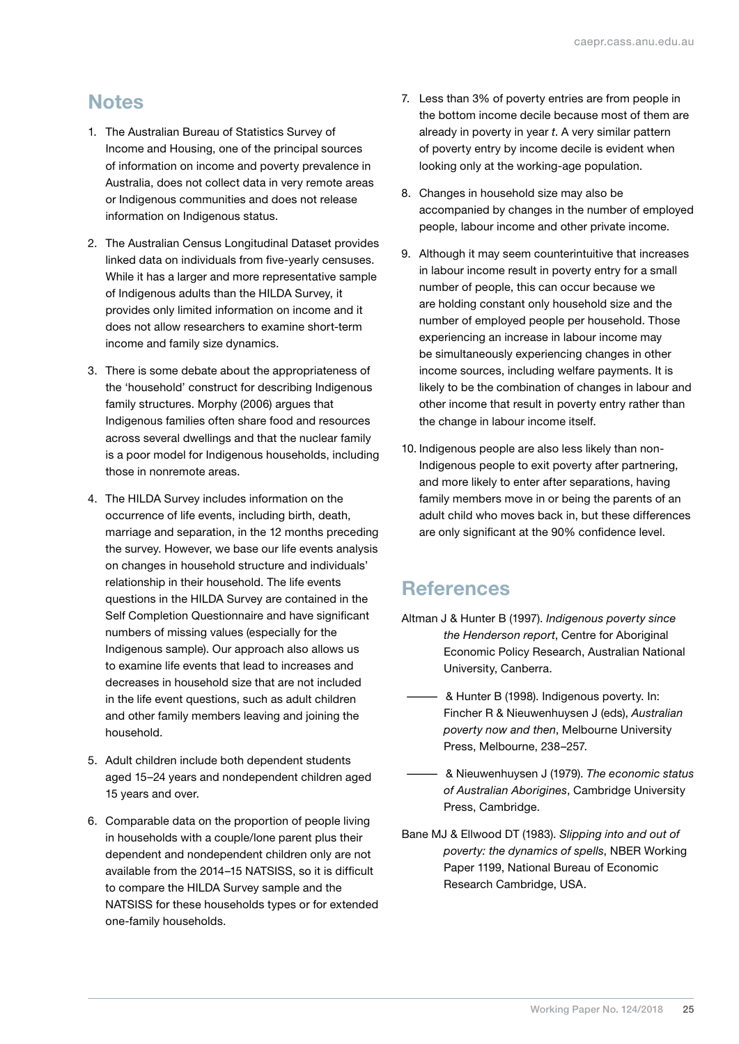## Notes

1. The Australian Bureau of Statistics Survey of Income and Housing, one of the principal sources of information on income and poverty prevalence in Australia, does not collect data in very remote areas or Indigenous communities and does not release information on Indigenous status.

2. The Australian Census Longitudinal Dataset provides linked data on individuals from five-yearly censuses. While it has a larger and more representative sample of Indigenous adults than the HILDA Survey, it provides only limited information on income and it does not allow researchers to examine short-term income and family size dynamics.

3. There is some debate about the appropriateness of the 'household' construct for describing Indigenous family structures. Morphy (2006) argues that Indigenous families often share food and resources across several dwellings and that the nuclear family is a poor model for Indigenous households, including those in nonremote areas.

4. The HILDA Survey includes information on the occurrence of life events, including birth, death, marriage and separation, in the 12 months preceding the survey. However, we base our life events analysis on changes in household structure and individuals' relationship in their household. The life events questions in the HILDA Survey are contained in the Self Completion Questionnaire and have significant numbers of missing values (especially for the Indigenous sample). Our approach also allows us to examine life events that lead to increases and decreases in household size that are not included in the life event questions, such as adult children and other family members leaving and joining the household.

5. Adult children include both dependent students aged 15–24 years and nondependent children aged 15 years and over.

6. Comparable data on the proportion of people living in households with a couple/lone parent plus their dependent and nondependent children only are not available from the 2014–15 NATSISS, so it is difficult to compare the HILDA Survey sample and the NATSISS for these households types or for extended one-family households.

7. Less than 3% of poverty entries are from people in the bottom income decile because most of them are already in poverty in year *t*. A very similar pattern of poverty entry by income decile is evident when looking only at the working-age population.

8. Changes in household size may also be accompanied by changes in the number of employed people, labour income and other private income.

9. Although it may seem counterintuitive that increases in labour income result in poverty entry for a small number of people, this can occur because we are holding constant only household size and the number of employed people per household. Those experiencing an increase in labour income may be simultaneously experiencing changes in other income sources, including welfare payments. It is likely to be the combination of changes in labour and other income that result in poverty entry rather than the change in labour income itself.

10. Indigenous people are also less likely than non-Indigenous people to exit poverty after partnering, and more likely to enter after separations, having family members move in or being the parents of an adult child who moves back in, but these differences are only significant at the 90% confidence level.

## References

Altman J & Hunter B (1997). *Indigenous poverty since the Henderson report*, Centre for Aboriginal Economic Policy Research, Australian National University, Canberra.

—— & Hunter B (1998). Indigenous poverty. In: Fincher R & Nieuwenhuysen J (eds), *Australian poverty now and then*, Melbourne University Press, Melbourne, 238–257.

—— & Nieuwenhuysen J (1979). *The economic status of Australian Aborigines*, Cambridge University Press, Cambridge.

Bane MJ & Ellwood DT (1983). *Slipping into and out of poverty: the dynamics of spells*, NBER Working Paper 1199, National Bureau of Economic Research Cambridge, USA.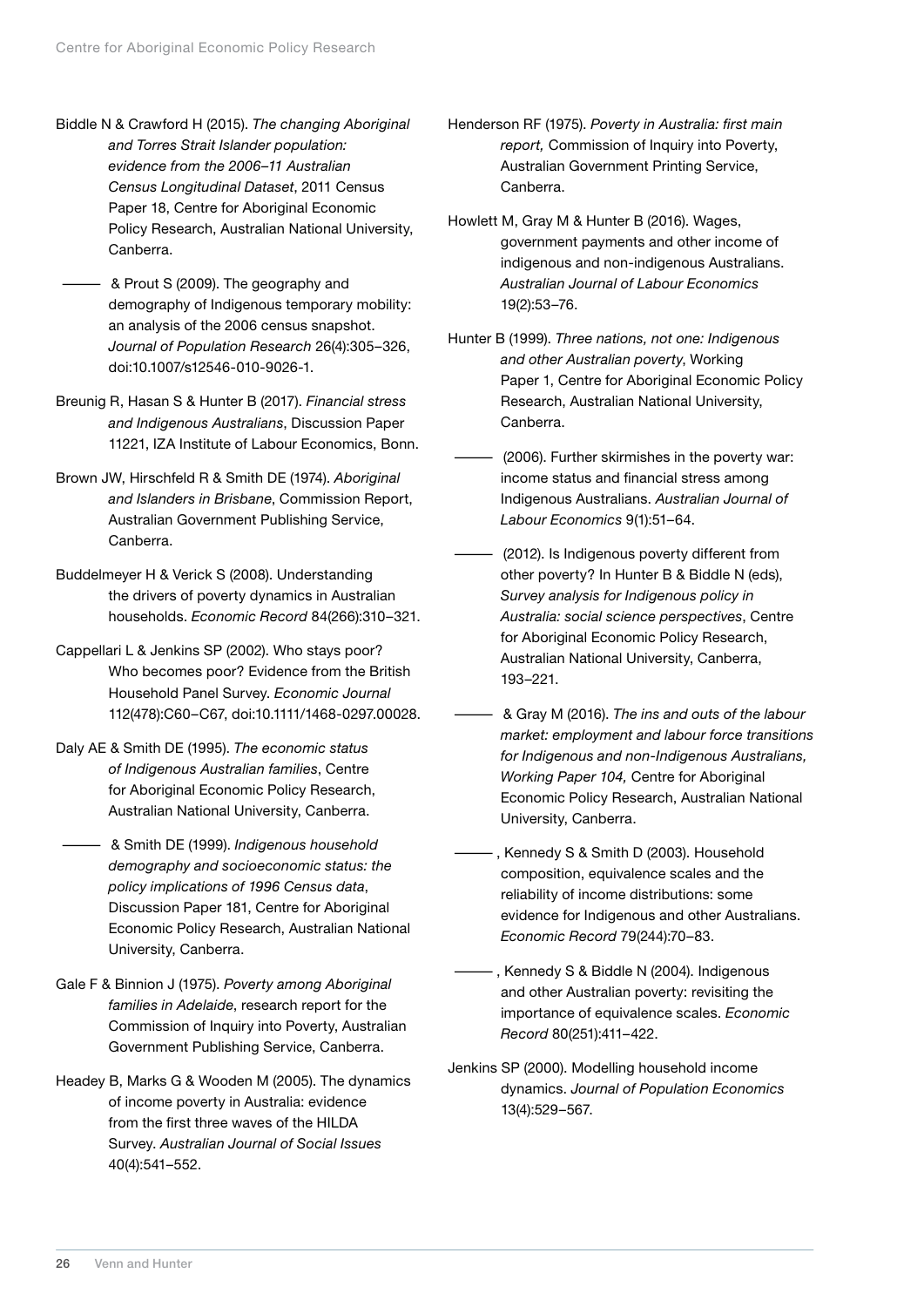Biddle N & Crawford H (2015). *The changing Aboriginal and Torres Strait Islander population: evidence from the 2006–11 Australian Census Longitudinal Dataset*, 2011 Census Paper 18, Centre for Aboriginal Economic Policy Research, Australian National University, Canberra.

——— & Prout S (2009). The geography and demography of Indigenous temporary mobility: an analysis of the 2006 census snapshot. *Journal of Population Research* 26(4):305–326, doi:10.1007/s12546-010-9026-1.

Breunig R, Hasan S & Hunter B (2017). *Financial stress and Indigenous Australians*, Discussion Paper 11221, IZA Institute of Labour Economics, Bonn.

Brown JW, Hirschfeld R & Smith DE (1974). *Aboriginal and Islanders in Brisbane*, Commission Report, Australian Government Publishing Service, Canberra.

Buddelmeyer H & Verick S (2008). Understanding the drivers of poverty dynamics in Australian households. *Economic Record* 84(266):310–321.

Cappellari L & Jenkins SP (2002). Who stays poor? Who becomes poor? Evidence from the British Household Panel Survey. *Economic Journal* 112(478):C60–C67, doi:10.1111/1468-0297.00028.

Daly AE & Smith DE (1995). *The economic status of Indigenous Australian families*, Centre for Aboriginal Economic Policy Research, Australian National University, Canberra.

——— & Smith DE (1999). *Indigenous household demography and socioeconomic status: the policy implications of 1996 Census data*, Discussion Paper 181, Centre for Aboriginal Economic Policy Research, Australian National University, Canberra.

Gale F & Binnion J (1975). *Poverty among Aboriginal families in Adelaide*, research report for the Commission of Inquiry into Poverty, Australian Government Publishing Service, Canberra.

Headey B, Marks G & Wooden M (2005). The dynamics of income poverty in Australia: evidence from the first three waves of the HILDA Survey. *Australian Journal of Social Issues* 40(4):541–552.

Henderson RF (1975). *Poverty in Australia: first main report,* Commission of Inquiry into Poverty, Australian Government Printing Service, Canberra.

Howlett M, Gray M & Hunter B (2016). Wages, government payments and other income of indigenous and non-indigenous Australians. *Australian Journal of Labour Economics* 19(2):53–76.

Hunter B (1999). *Three nations, not one: Indigenous and other Australian poverty*, Working Paper 1, Centre for Aboriginal Economic Policy Research, Australian National University, Canberra.

——— (2006). Further skirmishes in the poverty war: income status and financial stress among Indigenous Australians. *Australian Journal of Labour Economics* 9(1):51–64.

——— (2012). Is Indigenous poverty different from other poverty? In Hunter B & Biddle N (eds), *Survey analysis for Indigenous policy in Australia: social science perspectives*, Centre for Aboriginal Economic Policy Research, Australian National University, Canberra, 193–221.

——— & Gray M (2016). *The ins and outs of the labour market: employment and labour force transitions for Indigenous and non-Indigenous Australians, Working Paper 104,* Centre for Aboriginal Economic Policy Research, Australian National University, Canberra.

———, Kennedy S & Smith D (2003). Household composition, equivalence scales and the reliability of income distributions: some evidence for Indigenous and other Australians. *Economic Record* 79(244):70–83.

———, Kennedy S & Biddle N (2004). Indigenous and other Australian poverty: revisiting the importance of equivalence scales. *Economic Record* 80(251):411–422.

Jenkins SP (2000). Modelling household income dynamics. *Journal of Population Economics* 13(4):529–567.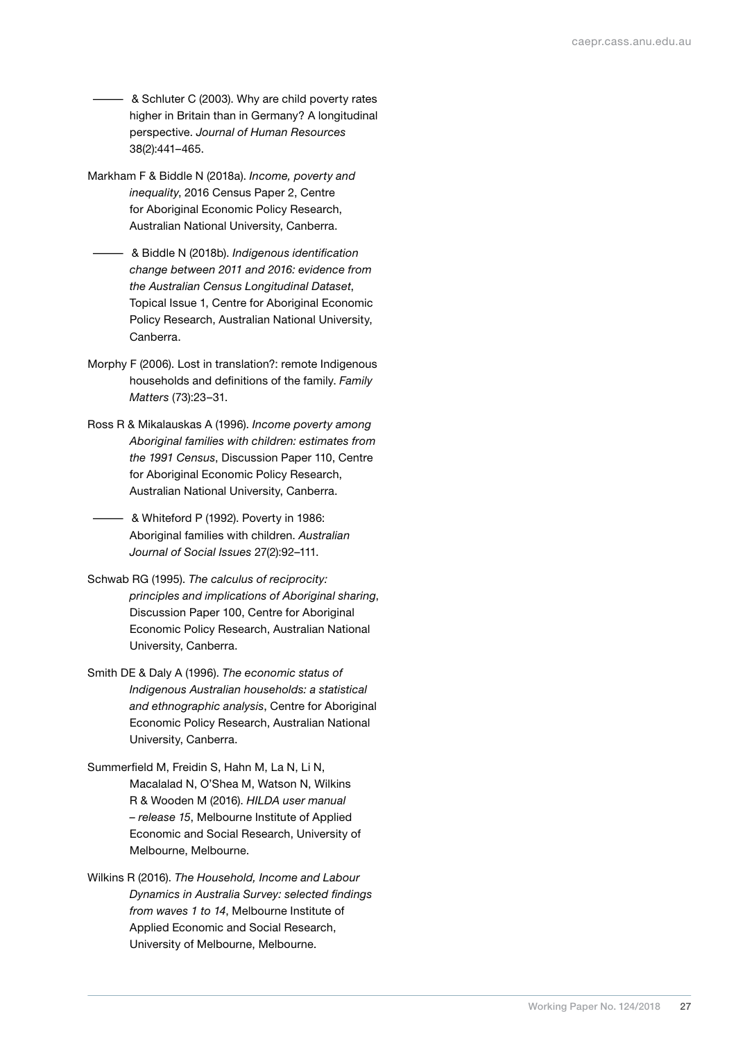——— & Schluter C (2003). Why are child poverty rates higher in Britain than in Germany? A longitudinal perspective. *Journal of Human Resources* 38(2):441–465.

Markham F & Biddle N (2018a). *Income, poverty and inequality*, 2016 Census Paper 2, Centre for Aboriginal Economic Policy Research, Australian National University, Canberra.

——— & Biddle N (2018b). *Indigenous identification change between 2011 and 2016: evidence from the Australian Census Longitudinal Dataset*, Topical Issue 1, Centre for Aboriginal Economic Policy Research, Australian National University, Canberra.

Morphy F (2006). Lost in translation?: remote Indigenous households and definitions of the family. *Family Matters* (73):23–31.

Ross R & Mikalauskas A (1996). *Income poverty among Aboriginal families with children: estimates from the 1991 Census*, Discussion Paper 110, Centre for Aboriginal Economic Policy Research, Australian National University, Canberra.

——— & Whiteford P (1992). Poverty in 1986: Aboriginal families with children. *Australian Journal of Social Issues* 27(2):92–111.

Schwab RG (1995). *The calculus of reciprocity: principles and implications of Aboriginal sharing*, Discussion Paper 100, Centre for Aboriginal Economic Policy Research, Australian National University, Canberra.

Smith DE & Daly A (1996). *The economic status of Indigenous Australian households: a statistical and ethnographic analysis*, Centre for Aboriginal Economic Policy Research, Australian National University, Canberra.

Summerfield M, Freidin S, Hahn M, La N, Li N, Macalalad N, O'Shea M, Watson N, Wilkins R & Wooden M (2016). *HILDA user manual – release 15*, Melbourne Institute of Applied Economic and Social Research, University of Melbourne, Melbourne.

Wilkins R (2016). *The Household, Income and Labour Dynamics in Australia Survey: selected findings from waves 1 to 14*, Melbourne Institute of Applied Economic and Social Research, University of Melbourne, Melbourne.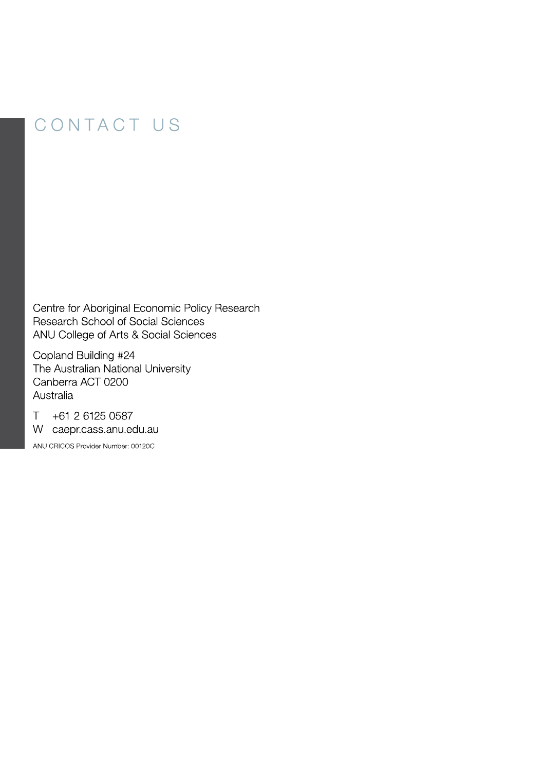# CONTACT US

Centre for Aboriginal Economic Policy Research
Research School of Social Sciences
ANU College of Arts & Social Sciences

Copland Building #24
The Australian National University
Canberra ACT 0200
Australia

T +61 2 6125 0587
W caepr.cass.anu.edu.au

ANU CRICOS Provider Number: 00120C